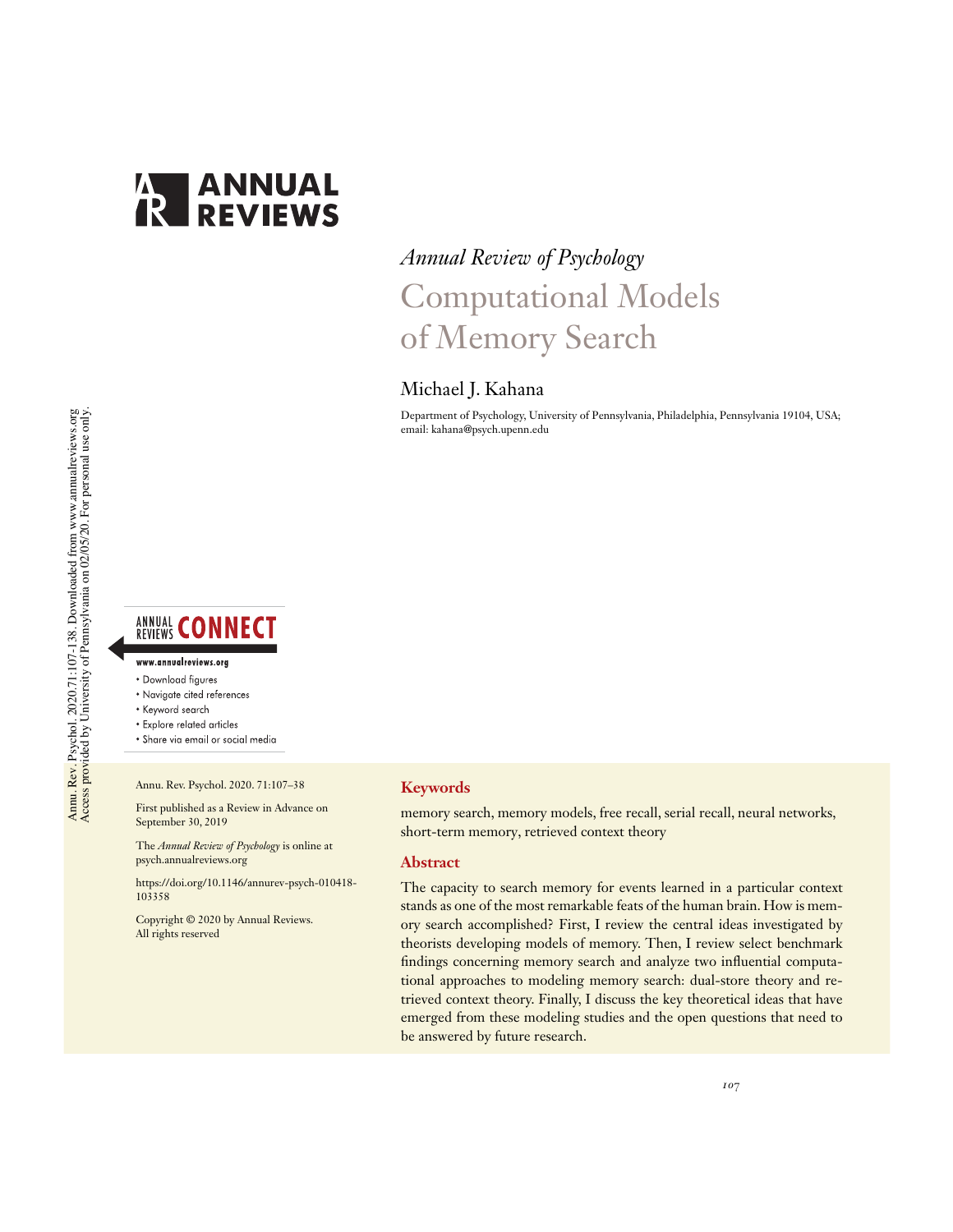# Annual Review of Psychology

# Computational Models of Memory Search

Michael J. Kahana

Department of Psychology, University of Pennsylvania, Philadelphia, Pennsylvania 19104, USA; email: kahana@psych.upenn.edu

Annu. Rev. Psychol. 2020. 71:107–38

First published as a Review in Advance on September 30, 2019

The *Annual Review of Psychology* is online at psych.annualreviews.org

https://doi.org/10.1146/annurev-psych-010418-103358

Copyright © 2020 by Annual Reviews. All rights reserved

## Keywords

memory search, memory models, free recall, serial recall, neural networks, short-term memory, retrieved context theory

## Abstract

The capacity to search memory for events learned in a particular context stands as one of the most remarkable feats of the human brain. How is memory search accomplished? First, I review the central ideas investigated by theorists developing models of memory. Then, I review select benchmark findings concerning memory search and analyze two influential computational approaches to modeling memory search: dual-store theory and retrieved context theory. Finally, I discuss the key theoretical ideas that have emerged from these modeling studies and the open questions that need to be answered by future research.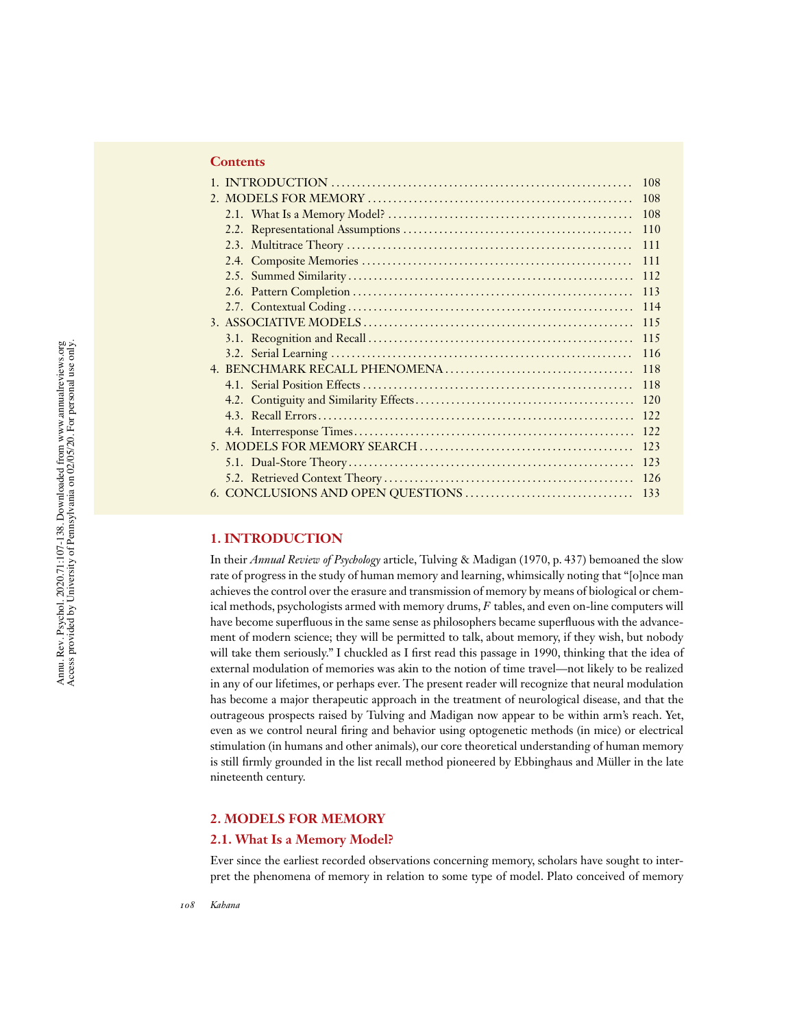## Contents

| | |
|---|---|
| 1. INTRODUCTION | 108 |
| 2. MODELS FOR MEMORY | 108 |
| 2.1. What Is a Memory Model? | 108 |
| 2.2. Representational Assumptions | 110 |
| 2.3. Multitrace Theory | 111 |
| 2.4. Composite Memories | 111 |
| 2.5. Summed Similarity | 112 |
| 2.6. Pattern Completion | 113 |
| 2.7. Contextual Coding | 114 |
| 3. ASSOCIATIVE MODELS | 115 |
| 3.1. Recognition and Recall | 115 |
| 3.2. Serial Learning | 116 |
| 4. BENCHMARK RECALL PHENOMENA | 118 |
| 4.1. Serial Position Effects | 118 |
| 4.2. Contiguity and Similarity Effects | 120 |
| 4.3. Recall Errors | 122 |
| 4.4. Interresponse Times | 122 |
| 5. MODELS FOR MEMORY SEARCH | 123 |
| 5.1. Dual-Store Theory | 123 |
| 5.2. Retrieved Context Theory | 126 |
| 6. CONCLUSIONS AND OPEN QUESTIONS | 133 |

## 1. INTRODUCTION

In their *Annual Review of Psychology* article, Tulving & Madigan (1970, p. 437) bemoaned the slow rate of progress in the study of human memory and learning, whimsically noting that "[o]nce man achieves the control over the erasure and transmission of memory by means of biological or chemical methods, psychologists armed with memory drums, *F* tables, and even on-line computers will have become superfluous in the same sense as philosophers became superfluous with the advancement of modern science; they will be permitted to talk, about memory, if they wish, but nobody will take them seriously." I chuckled as I first read this passage in 1990, thinking that the idea of external modulation of memories was akin to the notion of time travel—not likely to be realized in any of our lifetimes, or perhaps ever. The present reader will recognize that neural modulation has become a major therapeutic approach in the treatment of neurological disease, and that the outrageous prospects raised by Tulving and Madigan now appear to be within arm's reach. Yet, even as we control neural firing and behavior using optogenetic methods (in mice) or electrical stimulation (in humans and other animals), our core theoretical understanding of human memory is still firmly grounded in the list recall method pioneered by Ebbinghaus and Müller in the late nineteenth century.

## 2. MODELS FOR MEMORY

### 2.1. What Is a Memory Model?

Ever since the earliest recorded observations concerning memory, scholars have sought to interpret the phenomena of memory in relation to some type of model. Plato conceived of memory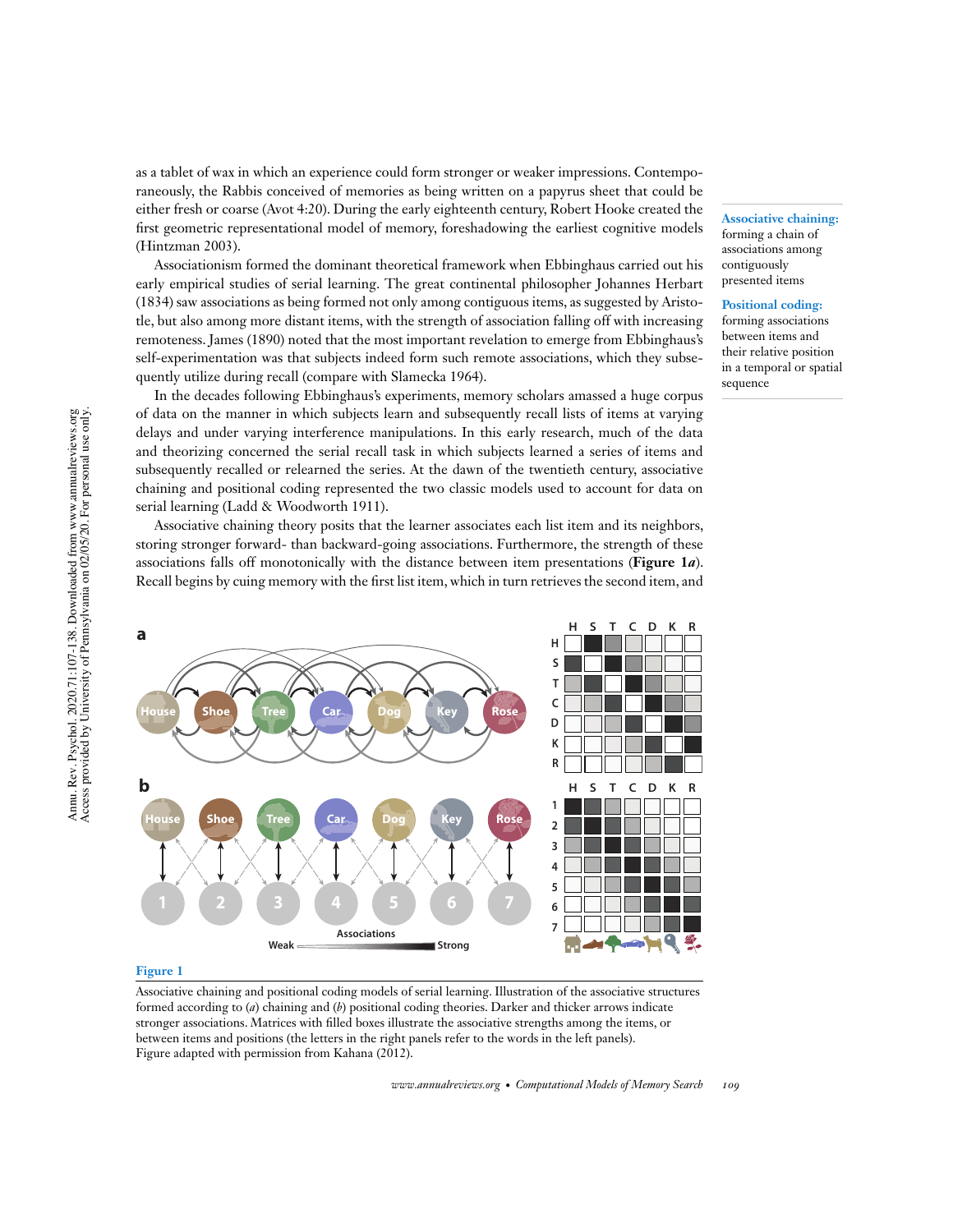as a tablet of wax in which an experience could form stronger or weaker impressions. Contemporaneously, the Rabbis conceived of memories as being written on a papyrus sheet that could be either fresh or coarse (Avot 4:20). During the early eighteenth century, Robert Hooke created the first geometric representational model of memory, foreshadowing the earliest cognitive models (Hintzman 2003).

**Associative chaining:** forming a chain of associations among contiguously presented items

**Positional coding:** forming associations between items and their relative position in a temporal or spatial sequence

Associationism formed the dominant theoretical framework when Ebbinghaus carried out his early empirical studies of serial learning. The great continental philosopher Johannes Herbart (1834) saw associations as being formed not only among contiguous items, as suggested by Aristotle, but also among more distant items, with the strength of association falling off with increasing remoteness. James (1890) noted that the most important revelation to emerge from Ebbinghaus's self-experimentation was that subjects indeed form such remote associations, which they subsequently utilize during recall (compare with Slamecka 1964).

In the decades following Ebbinghaus's experiments, memory scholars amassed a huge corpus of data on the manner in which subjects learn and subsequently recall lists of items at varying delays and under varying interference manipulations. In this early research, much of the data and theorizing concerned the serial recall task in which subjects learned a series of items and subsequently recalled or relearned the series. At the dawn of the twentieth century, associative chaining and positional coding represented the two classic models used to account for data on serial learning (Ladd & Woodworth 1911).

Associative chaining theory posits that the learner associates each list item and its neighbors, storing stronger forward- than backward-going associations. Furthermore, the strength of these associations falls off monotonically with the distance between item presentations (**Figure 1*a***). Recall begins by cuing memory with the first list item, which in turn retrieves the second item, and

**Figure 1**

Associative chaining and positional coding models of serial learning. Illustration of the associative structures formed according to (*a*) chaining and (*b*) positional coding theories. Darker and thicker arrows indicate stronger associations. Matrices with filled boxes illustrate the associative strengths among the items, or between items and positions (the letters in the right panels refer to the words in the left panels). Figure adapted with permission from Kahana (2012).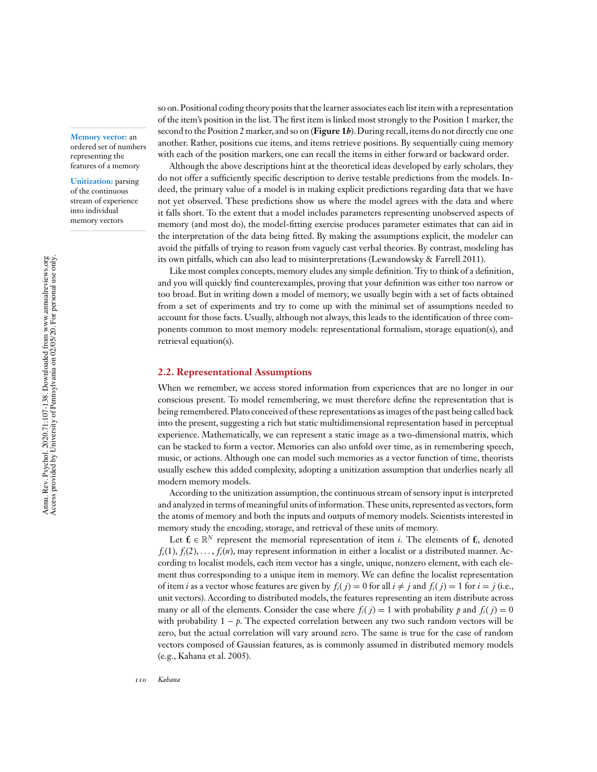so on. Positional coding theory posits that the learner associates each list item with a representation of the item's position in the list. The first item is linked most strongly to the Position 1 marker, the second to the Position 2 marker, and so on (**Figure 1*b***). During recall, items do not directly cue one another. Rather, positions cue items, and items retrieve positions. By sequentially cuing memory with each of the position markers, one can recall the items in either forward or backward order.

**Memory vector:** an ordered set of numbers representing the features of a memory

**Unitization:** parsing of the continuous stream of experience into individual memory vectors

Although the above descriptions hint at the theoretical ideas developed by early scholars, they do not offer a sufficiently specific description to derive testable predictions from the models. Indeed, the primary value of a model is in making explicit predictions regarding data that we have not yet observed. These predictions show us where the model agrees with the data and where it falls short. To the extent that a model includes parameters representing unobserved aspects of memory (and most do), the model-fitting exercise produces parameter estimates that can aid in the interpretation of the data being fitted. By making the assumptions explicit, the modeler can avoid the pitfalls of trying to reason from vaguely cast verbal theories. By contrast, modeling has its own pitfalls, which can also lead to misinterpretations (Lewandowsky & Farrell 2011).

Like most complex concepts, memory eludes any simple definition. Try to think of a definition, and you will quickly find counterexamples, proving that your definition was either too narrow or too broad. But in writing down a model of memory, we usually begin with a set of facts obtained from a set of experiments and try to come up with the minimal set of assumptions needed to account for those facts. Usually, although not always, this leads to the identification of three components common to most memory models: representational formalism, storage equation(s), and retrieval equation(s).

## 2.2. Representational Assumptions

When we remember, we access stored information from experiences that are no longer in our conscious present. To model remembering, we must therefore define the representation that is being remembered. Plato conceived of these representations as images of the past being called back into the present, suggesting a rich but static multidimensional representation based in perceptual experience. Mathematically, we can represent a static image as a two-dimensional matrix, which can be stacked to form a vector. Memories can also unfold over time, as in remembering speech, music, or actions. Although one can model such memories as a vector function of time, theorists usually eschew this added complexity, adopting a unitization assumption that underlies nearly all modern memory models.

According to the unitization assumption, the continuous stream of sensory input is interpreted and analyzed in terms of meaningful units of information. These units, represented as vectors, form the atoms of memory and both the inputs and outputs of memory models. Scientists interested in memory study the encoding, storage, and retrieval of these units of memory.

Let $\mathbf{f}_i \in \mathbb{R}^N$ represent the memorial representation of item $i$. The elements of $\mathbf{f}_i$, denoted $f_i(1), f_i(2), \ldots, f_i(n)$, may represent information in either a localist or a distributed manner. According to localist models, each item vector has a single, unique, nonzero element, with each element thus corresponding to a unique item in memory. We can define the localist representation of item $i$ as a vector whose features are given by $f_i(j) = 0$ for all $i \neq j$ and $f_i(j) = 1$ for $i = j$ (i.e., unit vectors). According to distributed models, the features representing an item distribute across many or all of the elements. Consider the case where $f_i(j) = 1$ with probability $p$ and $f_i(j) = 0$ with probability $1 - p$. The expected correlation between any two such random vectors will be zero, but the actual correlation will vary around zero. The same is true for the case of random vectors composed of Gaussian features, as is commonly assumed in distributed memory models (e.g., Kahana et al. 2005).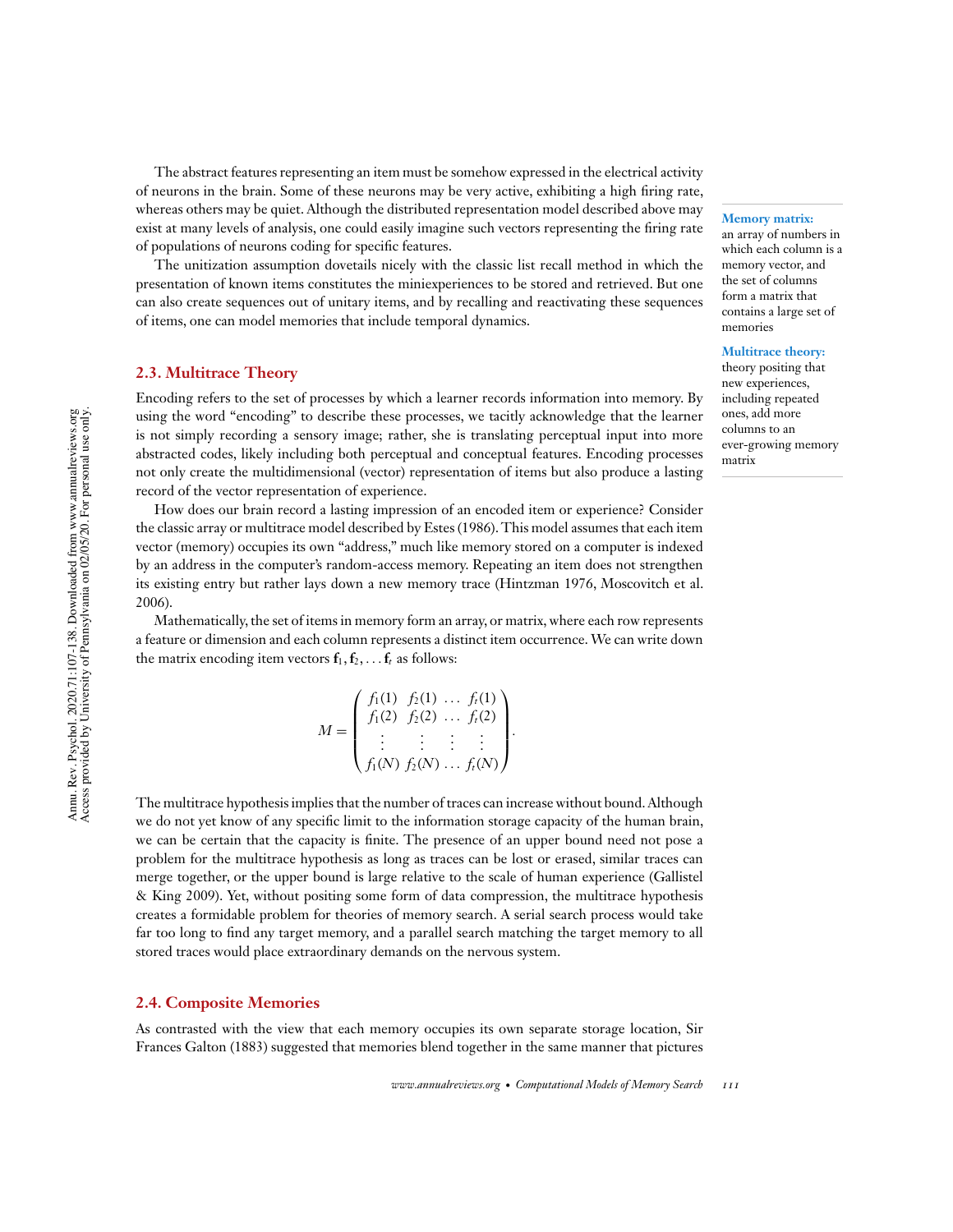The abstract features representing an item must be somehow expressed in the electrical activity of neurons in the brain. Some of these neurons may be very active, exhibiting a high firing rate, whereas others may be quiet. Although the distributed representation model described above may exist at many levels of analysis, one could easily imagine such vectors representing the firing rate of populations of neurons coding for specific features.

The unitization assumption dovetails nicely with the classic list recall method in which the presentation of known items constitutes the miniexperiences to be stored and retrieved. But one can also create sequences out of unitary items, and by recalling and reactivating these sequences of items, one can model memories that include temporal dynamics.

**Memory matrix:** an array of numbers in which each column is a memory vector, and the set of columns form a matrix that contains a large set of memories

**Multitrace theory:** theory positing that new experiences, including repeated ones, add more columns to an ever-growing memory matrix

## 2.3. Multitrace Theory

Encoding refers to the set of processes by which a learner records information into memory. By using the word "encoding" to describe these processes, we tacitly acknowledge that the learner is not simply recording a sensory image; rather, she is translating perceptual input into more abstracted codes, likely including both perceptual and conceptual features. Encoding processes not only create the multidimensional (vector) representation of items but also produce a lasting record of the vector representation of experience.

How does our brain record a lasting impression of an encoded item or experience? Consider the classic array or multitrace model described by Estes (1986). This model assumes that each item vector (memory) occupies its own "address," much like memory stored on a computer is indexed by an address in the computer's random-access memory. Repeating an item does not strengthen its existing entry but rather lays down a new memory trace (Hintzman 1976, Moscovitch et al. 2006).

Mathematically, the set of items in memory form an array, or matrix, where each row represents a feature or dimension and each column represents a distinct item occurrence. We can write down the matrix encoding item vectors $\mathbf{f}_1, \mathbf{f}_2, \ldots \mathbf{f}_t$ as follows:

$$M = \begin{pmatrix} f_1(1) & f_2(1) & \ldots & f_t(1) \\ f_1(2) & f_2(2) & \ldots & f_t(2) \\ \vdots & \vdots & \vdots & \vdots \\ f_1(N) & f_2(N) & \ldots & f_t(N) \end{pmatrix}.$$

The multitrace hypothesis implies that the number of traces can increase without bound. Although we do not yet know of any specific limit to the information storage capacity of the human brain, we can be certain that the capacity is finite. The presence of an upper bound need not pose a problem for the multitrace hypothesis as long as traces can be lost or erased, similar traces can merge together, or the upper bound is large relative to the scale of human experience (Gallistel & King 2009). Yet, without positing some form of data compression, the multitrace hypothesis creates a formidable problem for theories of memory search. A serial search process would take far too long to find any target memory, and a parallel search matching the target memory to all stored traces would place extraordinary demands on the nervous system.

## 2.4. Composite Memories

As contrasted with the view that each memory occupies its own separate storage location, Sir Frances Galton (1883) suggested that memories blend together in the same manner that pictures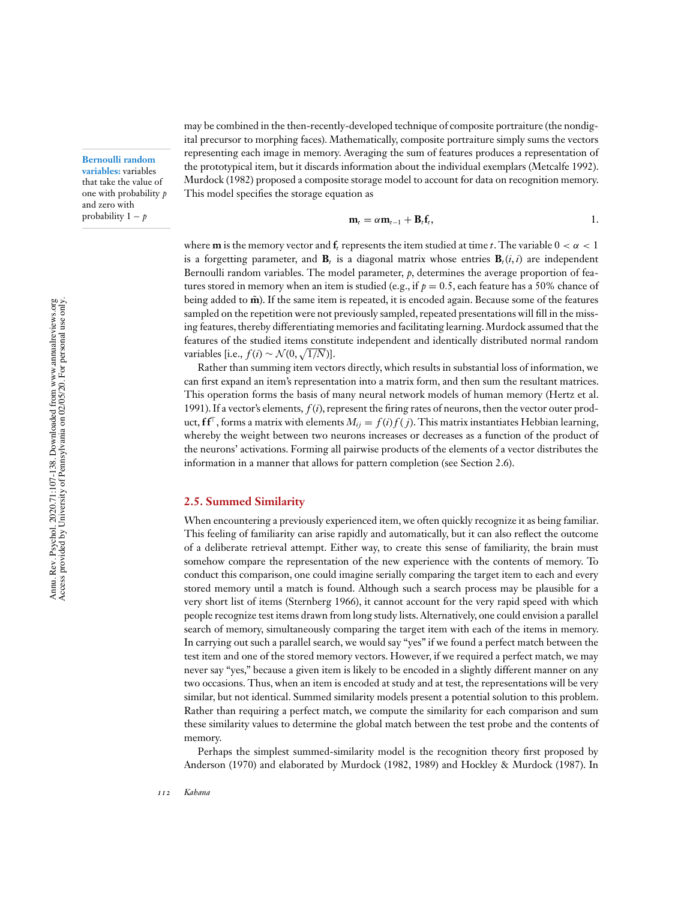may be combined in the then-recently-developed technique of composite portraiture (the nondigital precursor to morphing faces). Mathematically, composite portraiture simply sums the vectors representing each image in memory. Averaging the sum of features produces a representation of the prototypical item, but it discards information about the individual exemplars (Metcalfe 1992). Murdock (1982) proposed a composite storage model to account for data on recognition memory. This model specifies the storage equation as

**Bernoulli random variables:** variables that take the value of one with probability $p$ and zero with probability $1 - p$

$$\mathbf{m}_t = \alpha \mathbf{m}_{t-1} + \mathbf{B}_t \mathbf{f}_t, \qquad 1.$$

where $\mathbf{m}$ is the memory vector and $\mathbf{f}_t$ represents the item studied at time $t$. The variable $0 < \alpha < 1$ is a forgetting parameter, and $\mathbf{B}_t$ is a diagonal matrix whose entries $\mathbf{B}_t(i, i)$ are independent Bernoulli random variables. The model parameter, $p$, determines the average proportion of features stored in memory when an item is studied (e.g., if $p = 0.5$, each feature has a 50% chance of being added to $\tilde{\mathbf{m}}$). If the same item is repeated, it is encoded again. Because some of the features sampled on the repetition were not previously sampled, repeated presentations will fill in the missing features, thereby differentiating memories and facilitating learning. Murdock assumed that the features of the studied items constitute independent and identically distributed normal random variables [i.e., $f(i) \sim \mathcal{N}(0, \sqrt{1/N})$].

Rather than summing item vectors directly, which results in substantial loss of information, we can first expand an item's representation into a matrix form, and then sum the resultant matrices. This operation forms the basis of many neural network models of human memory (Hertz et al. 1991). If a vector's elements, $f(i)$, represent the firing rates of neurons, then the vector outer product, $\mathbf{f}\mathbf{f}^{\top}$, forms a matrix with elements $M_{ij} = f(i)f(j)$. This matrix instantiates Hebbian learning, whereby the weight between two neurons increases or decreases as a function of the product of the neurons' activations. Forming all pairwise products of the elements of a vector distributes the information in a manner that allows for pattern completion (see Section 2.6).

## 2.5. Summed Similarity

When encountering a previously experienced item, we often quickly recognize it as being familiar. This feeling of familiarity can arise rapidly and automatically, but it can also reflect the outcome of a deliberate retrieval attempt. Either way, to create this sense of familiarity, the brain must somehow compare the representation of the new experience with the contents of memory. To conduct this comparison, one could imagine serially comparing the target item to each and every stored memory until a match is found. Although such a search process may be plausible for a very short list of items (Sternberg 1966), it cannot account for the very rapid speed with which people recognize test items drawn from long study lists. Alternatively, one could envision a parallel search of memory, simultaneously comparing the target item with each of the items in memory. In carrying out such a parallel search, we would say "yes" if we found a perfect match between the test item and one of the stored memory vectors. However, if we required a perfect match, we may never say "yes," because a given item is likely to be encoded in a slightly different manner on any two occasions. Thus, when an item is encoded at study and at test, the representations will be very similar, but not identical. Summed similarity models present a potential solution to this problem. Rather than requiring a perfect match, we compute the similarity for each comparison and sum these similarity values to determine the global match between the test probe and the contents of memory.

Perhaps the simplest summed-similarity model is the recognition theory first proposed by Anderson (1970) and elaborated by Murdock (1982, 1989) and Hockley & Murdock (1987). In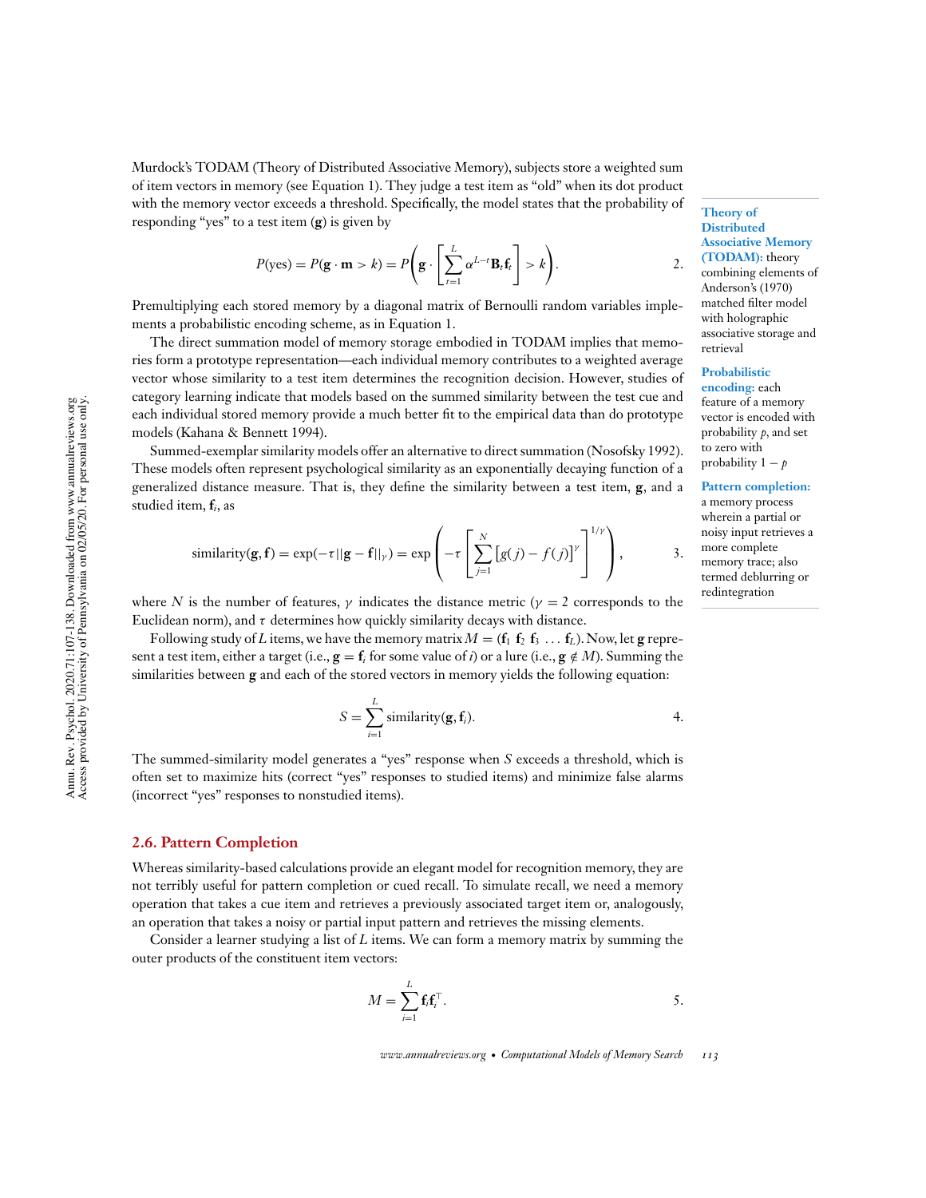Murdock's TODAM (Theory of Distributed Associative Memory), subjects store a weighted sum of item vectors in memory (see Equation 1). They judge a test item as "old" when its dot product with the memory vector exceeds a threshold. Specifically, the model states that the probability of responding "yes" to a test item ($\mathbf{g}$) is given by

$$P(\text{yes}) = P(\mathbf{g} \cdot \mathbf{m} > k) = P\left(\mathbf{g} \cdot \left[\sum_{t=1}^{L} \alpha^{L-t} \mathbf{B}_t \mathbf{f}_t\right] > k\right). \qquad 2.$$

Premultiplying each stored memory by a diagonal matrix of Bernoulli random variables implements a probabilistic encoding scheme, as in Equation 1.

The direct summation model of memory storage embodied in TODAM implies that memories form a prototype representation—each individual memory contributes to a weighted average vector whose similarity to a test item determines the recognition decision. However, studies of category learning indicate that models based on the summed similarity between the test cue and each individual stored memory provide a much better fit to the empirical data than do prototype models (Kahana & Bennett 1994).

Summed-exemplar similarity models offer an alternative to direct summation (Nosofsky 1992). These models often represent psychological similarity as an exponentially decaying function of a generalized distance measure. That is, they define the similarity between a test item, $\mathbf{g}$, and a studied item, $\mathbf{f}_i$, as

$$\text{similarity}(\mathbf{g}, \mathbf{f}) = \exp(-\tau ||\mathbf{g} - \mathbf{f}||_\gamma) = \exp\left(-\tau \left[\sum_{j=1}^{N} \left[g(j) - f(j)\right]^\gamma\right]^{1/\gamma}\right), \qquad 3.$$

where $N$ is the number of features, $\gamma$ indicates the distance metric ($\gamma = 2$ corresponds to the Euclidean norm), and $\tau$ determines how quickly similarity decays with distance.

Following study of $L$ items, we have the memory matrix $M = (\mathbf{f}_1 \; \mathbf{f}_2 \; \mathbf{f}_3 \; \ldots \; \mathbf{f}_L)$. Now, let $\mathbf{g}$ represent a test item, either a target (i.e., $\mathbf{g} = \mathbf{f}_i$ for some value of $i$) or a lure (i.e., $\mathbf{g} \notin M$). Summing the similarities between $\mathbf{g}$ and each of the stored vectors in memory yields the following equation:

$$S = \sum_{i=1}^{L} \text{similarity}(\mathbf{g}, \mathbf{f}_i). \qquad 4.$$

The summed-similarity model generates a "yes" response when $S$ exceeds a threshold, which is often set to maximize hits (correct "yes" responses to studied items) and minimize false alarms (incorrect "yes" responses to nonstudied items).

**Theory of Distributed Associative Memory (TODAM):** theory combining elements of Anderson's (1970) matched filter model with holographic associative storage and retrieval

**Probabilistic encoding:** each feature of a memory vector is encoded with probability $p$, and set to zero with probability $1 - p$

**Pattern completion:** a memory process wherein a partial or noisy input retrieves a more complete memory trace; also termed deblurring or redintegration

## 2.6. Pattern Completion

Whereas similarity-based calculations provide an elegant model for recognition memory, they are not terribly useful for pattern completion or cued recall. To simulate recall, we need a memory operation that takes a cue item and retrieves a previously associated target item or, analogously, an operation that takes a noisy or partial input pattern and retrieves the missing elements.

Consider a learner studying a list of $L$ items. We can form a memory matrix by summing the outer products of the constituent item vectors:

$$M = \sum_{i=1}^{L} \mathbf{f}_i \mathbf{f}_i^\top. \qquad 5.$$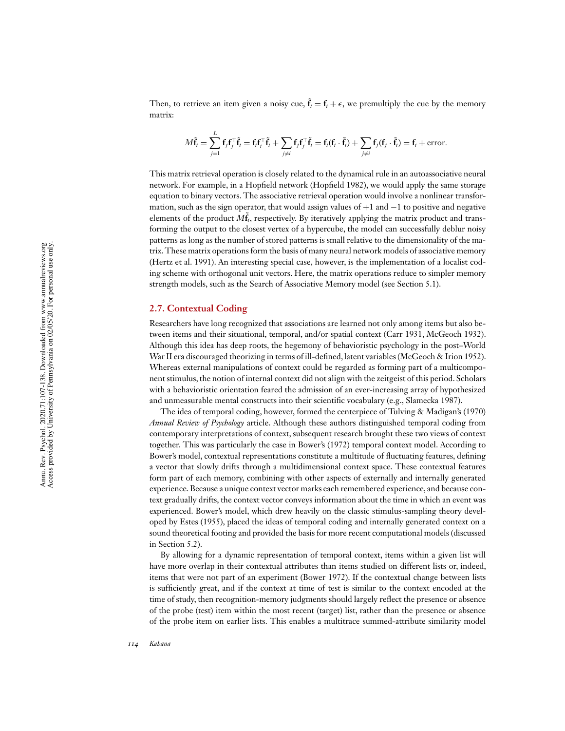Then, to retrieve an item given a noisy cue, $\tilde{\mathbf{f}}_i = \mathbf{f}_i + \epsilon$, we premultiply the cue by the memory matrix:

$$M\tilde{\mathbf{f}}_i = \sum_{j=1}^{L} \mathbf{f}_j \mathbf{f}_j^\top \tilde{\mathbf{f}}_i = \mathbf{f}_i \mathbf{f}_i^\top \tilde{\mathbf{f}}_i + \sum_{j \neq i} \mathbf{f}_j \mathbf{f}_j^\top \tilde{\mathbf{f}}_i = \mathbf{f}_i (\mathbf{f}_i \cdot \tilde{\mathbf{f}}_i) + \sum_{j \neq i} \mathbf{f}_j (\mathbf{f}_j \cdot \tilde{\mathbf{f}}_i) = \mathbf{f}_i + \text{error}.$$

This matrix retrieval operation is closely related to the dynamical rule in an autoassociative neural network. For example, in a Hopfield network (Hopfield 1982), we would apply the same storage equation to binary vectors. The associative retrieval operation would involve a nonlinear transformation, such as the sign operator, that would assign values of $+1$ and $-1$ to positive and negative elements of the product $M\tilde{\mathbf{f}}_i$, respectively. By iteratively applying the matrix product and transforming the output to the closest vertex of a hypercube, the model can successfully deblur noisy patterns as long as the number of stored patterns is small relative to the dimensionality of the matrix. These matrix operations form the basis of many neural network models of associative memory (Hertz et al. 1991). An interesting special case, however, is the implementation of a localist coding scheme with orthogonal unit vectors. Here, the matrix operations reduce to simpler memory strength models, such as the Search of Associative Memory model (see Section 5.1).

## 2.7. Contextual Coding

Researchers have long recognized that associations are learned not only among items but also between items and their situational, temporal, and/or spatial context (Carr 1931, McGeoch 1932). Although this idea has deep roots, the hegemony of behavioristic psychology in the post–World War II era discouraged theorizing in terms of ill-defined, latent variables (McGeoch & Irion 1952). Whereas external manipulations of context could be regarded as forming part of a multicomponent stimulus, the notion of internal context did not align with the zeitgeist of this period. Scholars with a behavioristic orientation feared the admission of an ever-increasing array of hypothesized and unmeasurable mental constructs into their scientific vocabulary (e.g., Slamecka 1987).

The idea of temporal coding, however, formed the centerpiece of Tulving & Madigan's (1970) *Annual Review of Psychology* article. Although these authors distinguished temporal coding from contemporary interpretations of context, subsequent research brought these two views of context together. This was particularly the case in Bower's (1972) temporal context model. According to Bower's model, contextual representations constitute a multitude of fluctuating features, defining a vector that slowly drifts through a multidimensional context space. These contextual features form part of each memory, combining with other aspects of externally and internally generated experience. Because a unique context vector marks each remembered experience, and because context gradually drifts, the context vector conveys information about the time in which an event was experienced. Bower's model, which drew heavily on the classic stimulus-sampling theory developed by Estes (1955), placed the ideas of temporal coding and internally generated context on a sound theoretical footing and provided the basis for more recent computational models (discussed in Section 5.2).

By allowing for a dynamic representation of temporal context, items within a given list will have more overlap in their contextual attributes than items studied on different lists or, indeed, items that were not part of an experiment (Bower 1972). If the contextual change between lists is sufficiently great, and if the context at time of test is similar to the context encoded at the time of study, then recognition-memory judgments should largely reflect the presence or absence of the probe (test) item within the most recent (target) list, rather than the presence or absence of the probe item on earlier lists. This enables a multitrace summed-attribute similarity model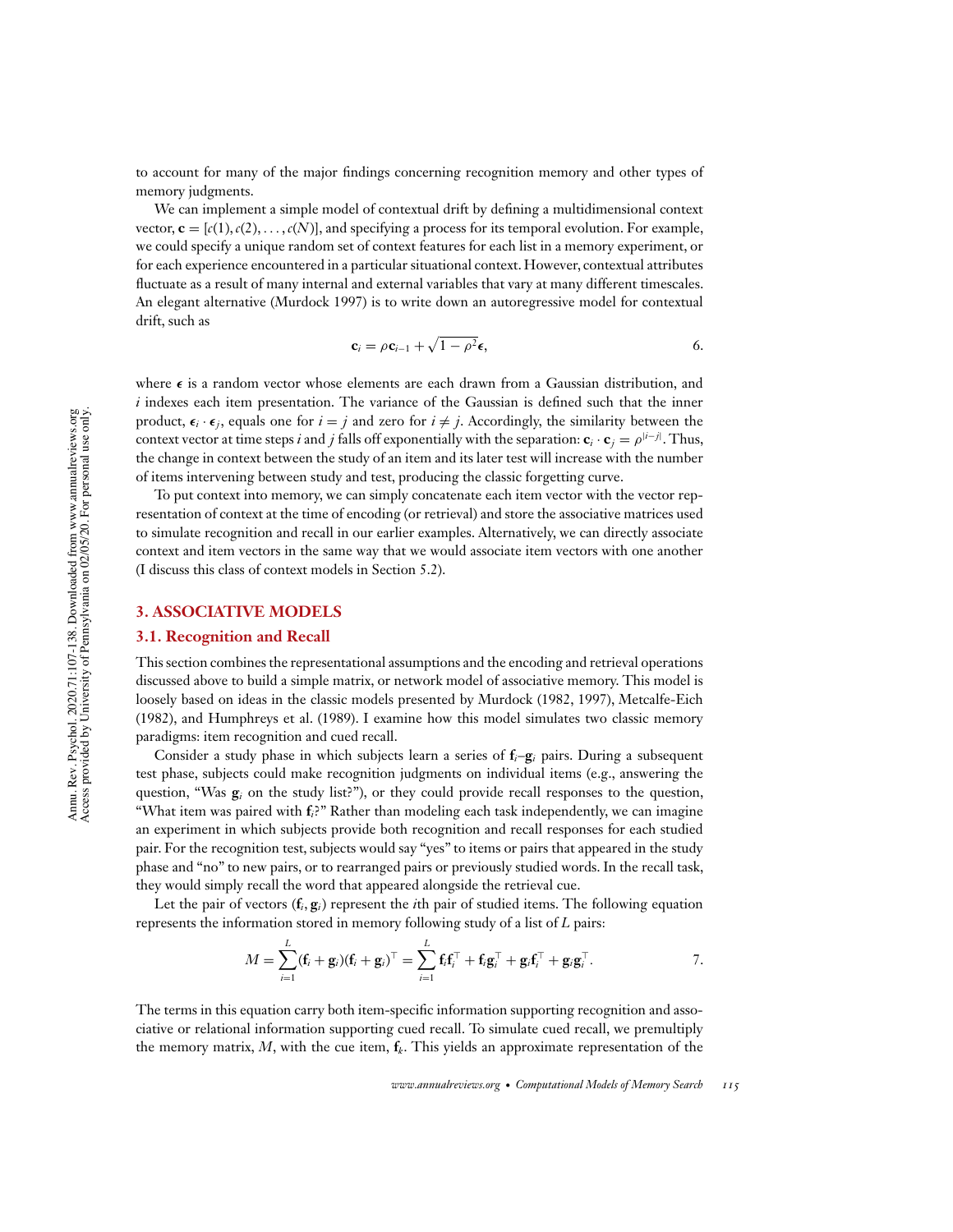to account for many of the major findings concerning recognition memory and other types of memory judgments.

We can implement a simple model of contextual drift by defining a multidimensional context vector, $\mathbf{c} = [c(1), c(2), \ldots, c(N)]$, and specifying a process for its temporal evolution. For example, we could specify a unique random set of context features for each list in a memory experiment, or for each experience encountered in a particular situational context. However, contextual attributes fluctuate as a result of many internal and external variables that vary at many different timescales. An elegant alternative (Murdock 1997) is to write down an autoregressive model for contextual drift, such as

$$\mathbf{c}_i = \rho \mathbf{c}_{i-1} + \sqrt{1 - \rho^2} \boldsymbol{\epsilon}, \qquad 6.$$

where $\boldsymbol{\epsilon}$ is a random vector whose elements are each drawn from a Gaussian distribution, and $i$ indexes each item presentation. The variance of the Gaussian is defined such that the inner product, $\boldsymbol{\epsilon}_i \cdot \boldsymbol{\epsilon}_j$, equals one for $i = j$ and zero for $i \neq j$. Accordingly, the similarity between the context vector at time steps $i$ and $j$ falls off exponentially with the separation: $\mathbf{c}_i \cdot \mathbf{c}_j = \rho^{|i-j|}$. Thus, the change in context between the study of an item and its later test will increase with the number of items intervening between study and test, producing the classic forgetting curve.

To put context into memory, we can simply concatenate each item vector with the vector representation of context at the time of encoding (or retrieval) and store the associative matrices used to simulate recognition and recall in our earlier examples. Alternatively, we can directly associate context and item vectors in the same way that we would associate item vectors with one another (I discuss this class of context models in Section 5.2).

## 3. ASSOCIATIVE MODELS

### 3.1. Recognition and Recall

This section combines the representational assumptions and the encoding and retrieval operations discussed above to build a simple matrix, or network model of associative memory. This model is loosely based on ideas in the classic models presented by Murdock (1982, 1997), Metcalfe-Eich (1982), and Humphreys et al. (1989). I examine how this model simulates two classic memory paradigms: item recognition and cued recall.

Consider a study phase in which subjects learn a series of $\mathbf{f}_i$–$\mathbf{g}_i$ pairs. During a subsequent test phase, subjects could make recognition judgments on individual items (e.g., answering the question, "Was $\mathbf{g}_i$ on the study list?"), or they could provide recall responses to the question, "What item was paired with $\mathbf{f}_i$?" Rather than modeling each task independently, we can imagine an experiment in which subjects provide both recognition and recall responses for each studied pair. For the recognition test, subjects would say "yes" to items or pairs that appeared in the study phase and "no" to new pairs, or to rearranged pairs or previously studied words. In the recall task, they would simply recall the word that appeared alongside the retrieval cue.

Let the pair of vectors $(\mathbf{f}_i, \mathbf{g}_i)$ represent the $i$th pair of studied items. The following equation represents the information stored in memory following study of a list of $L$ pairs:

$$M = \sum_{i=1}^{L} (\mathbf{f}_i + \mathbf{g}_i)(\mathbf{f}_i + \mathbf{g}_i)^\top = \sum_{i=1}^{L} \mathbf{f}_i \mathbf{f}_i^\top + \mathbf{f}_i \mathbf{g}_i^\top + \mathbf{g}_i \mathbf{f}_i^\top + \mathbf{g}_i \mathbf{g}_i^\top. \qquad 7.$$

The terms in this equation carry both item-specific information supporting recognition and associative or relational information supporting cued recall. To simulate cued recall, we premultiply the memory matrix, $M$, with the cue item, $\mathbf{f}_k$. This yields an approximate representation of the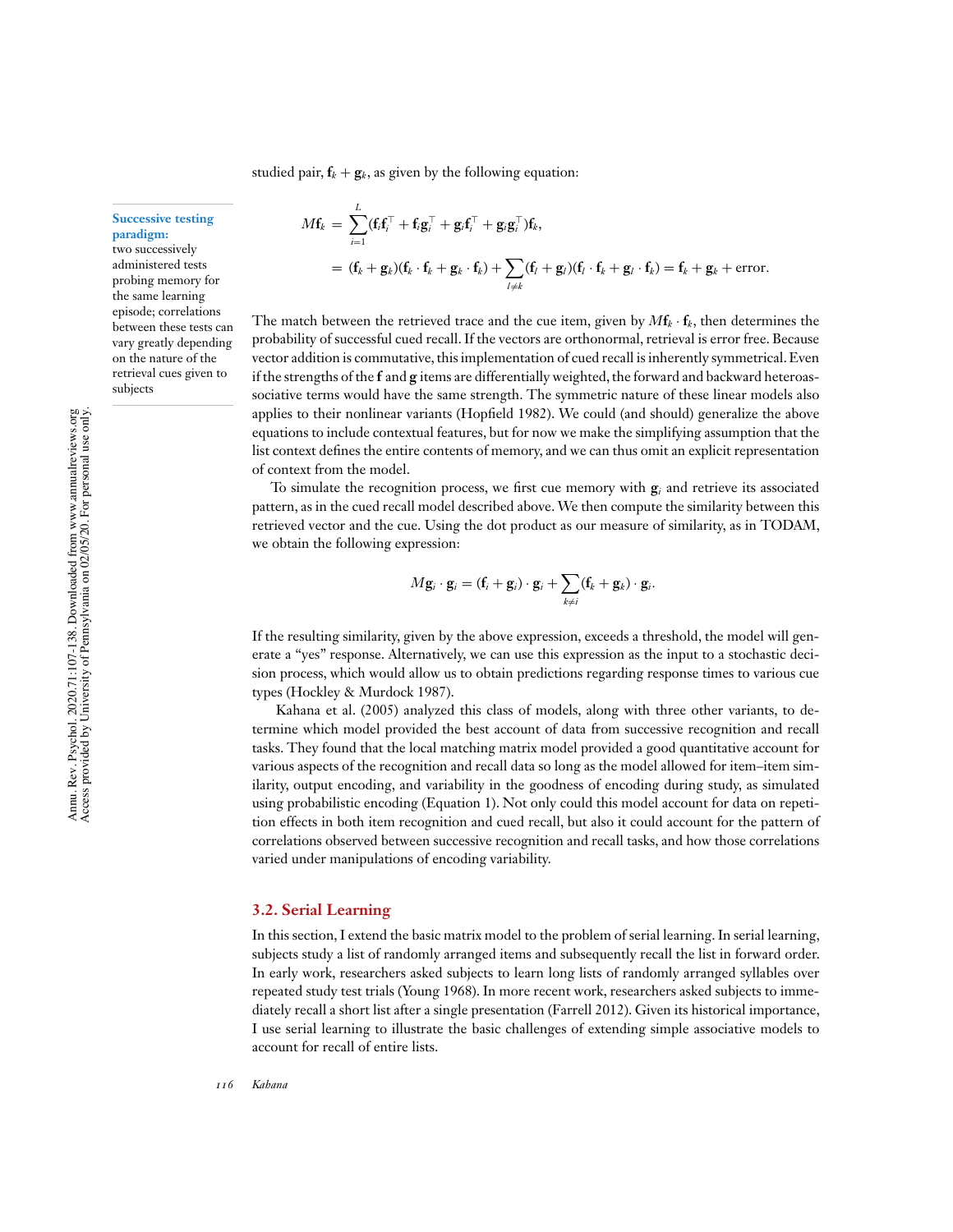studied pair, $\mathbf{f}_k + \mathbf{g}_k$, as given by the following equation:

**Successive testing paradigm:** two successively administered tests probing memory for the same learning episode; correlations between these tests can vary greatly depending on the nature of the retrieval cues given to subjects

$$
\begin{aligned}
M\mathbf{f}_k &= \sum_{i=1}^{L}(\mathbf{f}_i\mathbf{f}_i^\top + \mathbf{f}_i\mathbf{g}_i^\top + \mathbf{g}_i\mathbf{f}_i^\top + \mathbf{g}_i\mathbf{g}_i^\top)\mathbf{f}_k,\\
&= (\mathbf{f}_k + \mathbf{g}_k)(\mathbf{f}_k \cdot \mathbf{f}_k + \mathbf{g}_k \cdot \mathbf{f}_k) + \sum_{l \neq k}(\mathbf{f}_l + \mathbf{g}_l)(\mathbf{f}_l \cdot \mathbf{f}_k + \mathbf{g}_l \cdot \mathbf{f}_k) = \mathbf{f}_k + \mathbf{g}_k + \text{error}.
\end{aligned}
$$

The match between the retrieved trace and the cue item, given by $M\mathbf{f}_k \cdot \mathbf{f}_k$, then determines the probability of successful cued recall. If the vectors are orthonormal, retrieval is error free. Because vector addition is commutative, this implementation of cued recall is inherently symmetrical. Even if the strengths of the $\mathbf{f}$ and $\mathbf{g}$ items are differentially weighted, the forward and backward heteroassociative terms would have the same strength. The symmetric nature of these linear models also applies to their nonlinear variants (Hopfield 1982). We could (and should) generalize the above equations to include contextual features, but for now we make the simplifying assumption that the list context defines the entire contents of memory, and we can thus omit an explicit representation of context from the model.

To simulate the recognition process, we first cue memory with $\mathbf{g}_i$ and retrieve its associated pattern, as in the cued recall model described above. We then compute the similarity between this retrieved vector and the cue. Using the dot product as our measure of similarity, as in TODAM, we obtain the following expression:

$$
M\mathbf{g}_i \cdot \mathbf{g}_i = (\mathbf{f}_i + \mathbf{g}_i) \cdot \mathbf{g}_i + \sum_{k \neq i}(\mathbf{f}_k + \mathbf{g}_k) \cdot \mathbf{g}_i.
$$

If the resulting similarity, given by the above expression, exceeds a threshold, the model will generate a "yes" response. Alternatively, we can use this expression as the input to a stochastic decision process, which would allow us to obtain predictions regarding response times to various cue types (Hockley & Murdock 1987).

Kahana et al. (2005) analyzed this class of models, along with three other variants, to determine which model provided the best account of data from successive recognition and recall tasks. They found that the local matching matrix model provided a good quantitative account for various aspects of the recognition and recall data so long as the model allowed for item–item similarity, output encoding, and variability in the goodness of encoding during study, as simulated using probabilistic encoding (Equation 1). Not only could this model account for data on repetition effects in both item recognition and cued recall, but also it could account for the pattern of correlations observed between successive recognition and recall tasks, and how those correlations varied under manipulations of encoding variability.

### 3.2. Serial Learning

In this section, I extend the basic matrix model to the problem of serial learning. In serial learning, subjects study a list of randomly arranged items and subsequently recall the list in forward order. In early work, researchers asked subjects to learn long lists of randomly arranged syllables over repeated study test trials (Young 1968). In more recent work, researchers asked subjects to immediately recall a short list after a single presentation (Farrell 2012). Given its historical importance, I use serial learning to illustrate the basic challenges of extending simple associative models to account for recall of entire lists.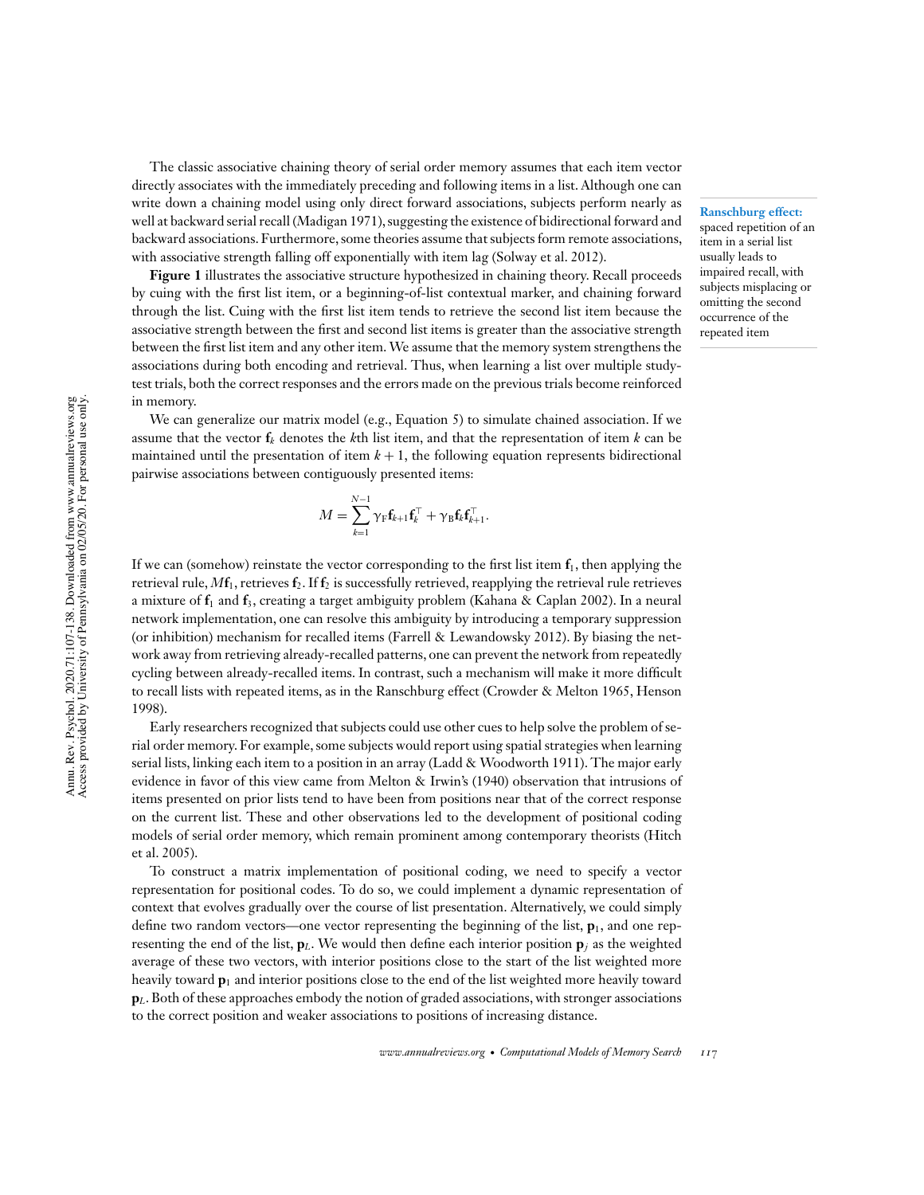The classic associative chaining theory of serial order memory assumes that each item vector directly associates with the immediately preceding and following items in a list. Although one can write down a chaining model using only direct forward associations, subjects perform nearly as well at backward serial recall (Madigan 1971), suggesting the existence of bidirectional forward and backward associations. Furthermore, some theories assume that subjects form remote associations, with associative strength falling off exponentially with item lag (Solway et al. 2012).

**Ranschburg effect:** spaced repetition of an item in a serial list usually leads to impaired recall, with subjects misplacing or omitting the second occurrence of the repeated item

**Figure 1** illustrates the associative structure hypothesized in chaining theory. Recall proceeds by cuing with the first list item, or a beginning-of-list contextual marker, and chaining forward through the list. Cuing with the first list item tends to retrieve the second list item because the associative strength between the first and second list items is greater than the associative strength between the first list item and any other item. We assume that the memory system strengthens the associations during both encoding and retrieval. Thus, when learning a list over multiple study-test trials, both the correct responses and the errors made on the previous trials become reinforced in memory.

We can generalize our matrix model (e.g., Equation 5) to simulate chained association. If we assume that the vector $\mathbf{f}_k$ denotes the $k$th list item, and that the representation of item $k$ can be maintained until the presentation of item $k+1$, the following equation represents bidirectional pairwise associations between contiguously presented items:

$$M = \sum_{k=1}^{N-1} \gamma_{\mathrm{F}} \mathbf{f}_{k+1} \mathbf{f}_k^{\top} + \gamma_{\mathrm{B}} \mathbf{f}_k \mathbf{f}_{k+1}^{\top}.$$

If we can (somehow) reinstate the vector corresponding to the first list item $\mathbf{f}_1$, then applying the retrieval rule, $M\mathbf{f}_1$, retrieves $\mathbf{f}_2$. If $\mathbf{f}_2$ is successfully retrieved, reapplying the retrieval rule retrieves a mixture of $\mathbf{f}_1$ and $\mathbf{f}_3$, creating a target ambiguity problem (Kahana & Caplan 2002). In a neural network implementation, one can resolve this ambiguity by introducing a temporary suppression (or inhibition) mechanism for recalled items (Farrell & Lewandowsky 2012). By biasing the network away from retrieving already-recalled patterns, one can prevent the network from repeatedly cycling between already-recalled items. In contrast, such a mechanism will make it more difficult to recall lists with repeated items, as in the Ranschburg effect (Crowder & Melton 1965, Henson 1998).

Early researchers recognized that subjects could use other cues to help solve the problem of serial order memory. For example, some subjects would report using spatial strategies when learning serial lists, linking each item to a position in an array (Ladd & Woodworth 1911). The major early evidence in favor of this view came from Melton & Irwin's (1940) observation that intrusions of items presented on prior lists tend to have been from positions near that of the correct response on the current list. These and other observations led to the development of positional coding models of serial order memory, which remain prominent among contemporary theorists (Hitch et al. 2005).

To construct a matrix implementation of positional coding, we need to specify a vector representation for positional codes. To do so, we could implement a dynamic representation of context that evolves gradually over the course of list presentation. Alternatively, we could simply define two random vectors—one vector representing the beginning of the list, $\mathbf{p}_1$, and one representing the end of the list, $\mathbf{p}_L$. We would then define each interior position $\mathbf{p}_j$ as the weighted average of these two vectors, with interior positions close to the start of the list weighted more heavily toward $\mathbf{p}_1$ and interior positions close to the end of the list weighted more heavily toward $\mathbf{p}_L$. Both of these approaches embody the notion of graded associations, with stronger associations to the correct position and weaker associations to positions of increasing distance.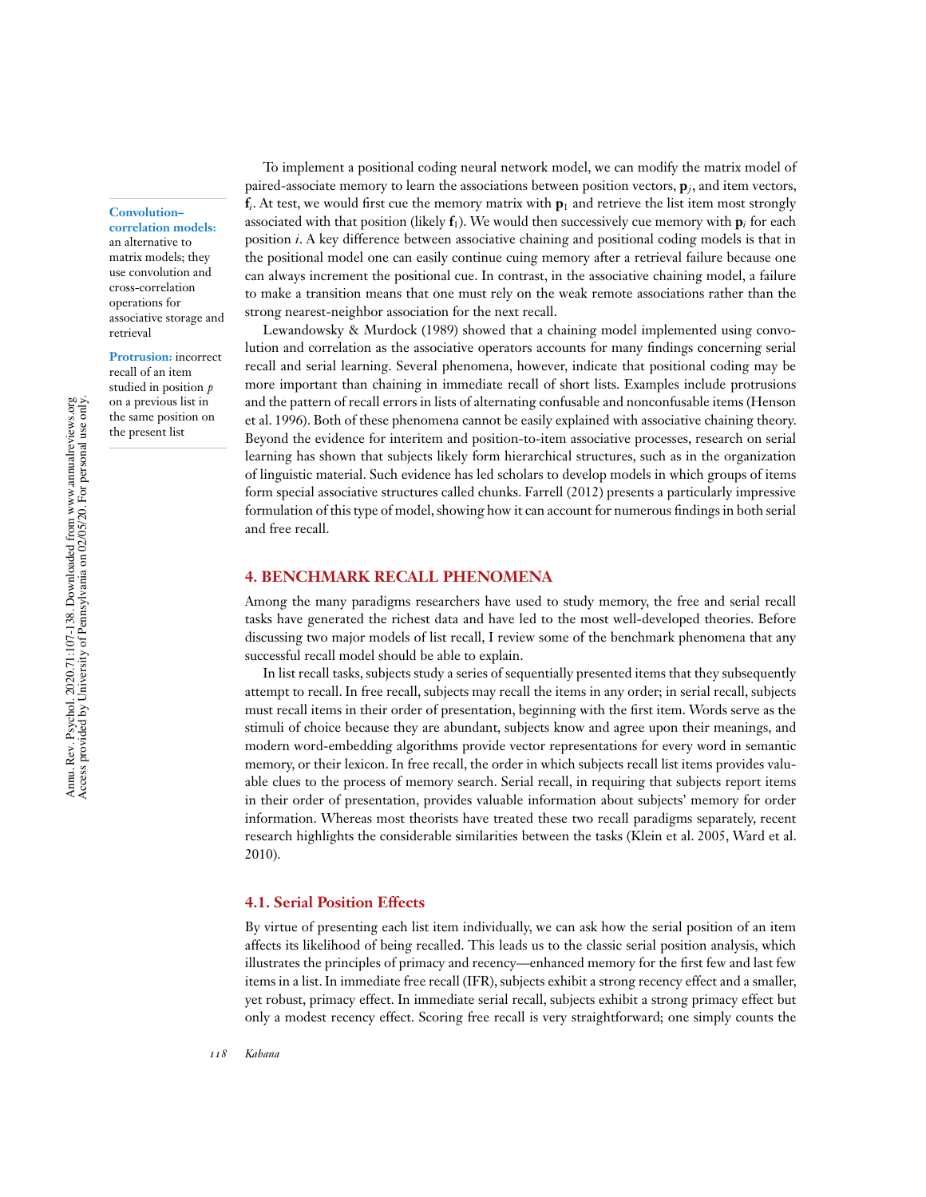To implement a positional coding neural network model, we can modify the matrix model of paired-associate memory to learn the associations between position vectors, $\mathbf{p}_j$, and item vectors, $\mathbf{f}_i$. At test, we would first cue the memory matrix with $\mathbf{p}_1$ and retrieve the list item most strongly associated with that position (likely $\mathbf{f}_1$). We would then successively cue memory with $\mathbf{p}_i$ for each position $i$. A key difference between associative chaining and positional coding models is that in the positional model one can easily continue cuing memory after a retrieval failure because one can always increment the positional cue. In contrast, in the associative chaining model, a failure to make a transition means that one must rely on the weak remote associations rather than the strong nearest-neighbor association for the next recall.

**Convolution–correlation models:** an alternative to matrix models; they use convolution and cross-correlation operations for associative storage and retrieval

**Protrusion:** incorrect recall of an item studied in position $p$ on a previous list in the same position on the present list

Lewandowsky & Murdock (1989) showed that a chaining model implemented using convolution and correlation as the associative operators accounts for many findings concerning serial recall and serial learning. Several phenomena, however, indicate that positional coding may be more important than chaining in immediate recall of short lists. Examples include protrusions and the pattern of recall errors in lists of alternating confusable and nonconfusable items (Henson et al. 1996). Both of these phenomena cannot be easily explained with associative chaining theory. Beyond the evidence for interitem and position-to-item associative processes, research on serial learning has shown that subjects likely form hierarchical structures, such as in the organization of linguistic material. Such evidence has led scholars to develop models in which groups of items form special associative structures called chunks. Farrell (2012) presents a particularly impressive formulation of this type of model, showing how it can account for numerous findings in both serial and free recall.

## 4. BENCHMARK RECALL PHENOMENA

Among the many paradigms researchers have used to study memory, the free and serial recall tasks have generated the richest data and have led to the most well-developed theories. Before discussing two major models of list recall, I review some of the benchmark phenomena that any successful recall model should be able to explain.

In list recall tasks, subjects study a series of sequentially presented items that they subsequently attempt to recall. In free recall, subjects may recall the items in any order; in serial recall, subjects must recall items in their order of presentation, beginning with the first item. Words serve as the stimuli of choice because they are abundant, subjects know and agree upon their meanings, and modern word-embedding algorithms provide vector representations for every word in semantic memory, or their lexicon. In free recall, the order in which subjects recall list items provides valuable clues to the process of memory search. Serial recall, in requiring that subjects report items in their order of presentation, provides valuable information about subjects' memory for order information. Whereas most theorists have treated these two recall paradigms separately, recent research highlights the considerable similarities between the tasks (Klein et al. 2005, Ward et al. 2010).

### 4.1. Serial Position Effects

By virtue of presenting each list item individually, we can ask how the serial position of an item affects its likelihood of being recalled. This leads us to the classic serial position analysis, which illustrates the principles of primacy and recency—enhanced memory for the first few and last few items in a list. In immediate free recall (IFR), subjects exhibit a strong recency effect and a smaller, yet robust, primacy effect. In immediate serial recall, subjects exhibit a strong primacy effect but only a modest recency effect. Scoring free recall is very straightforward; one simply counts the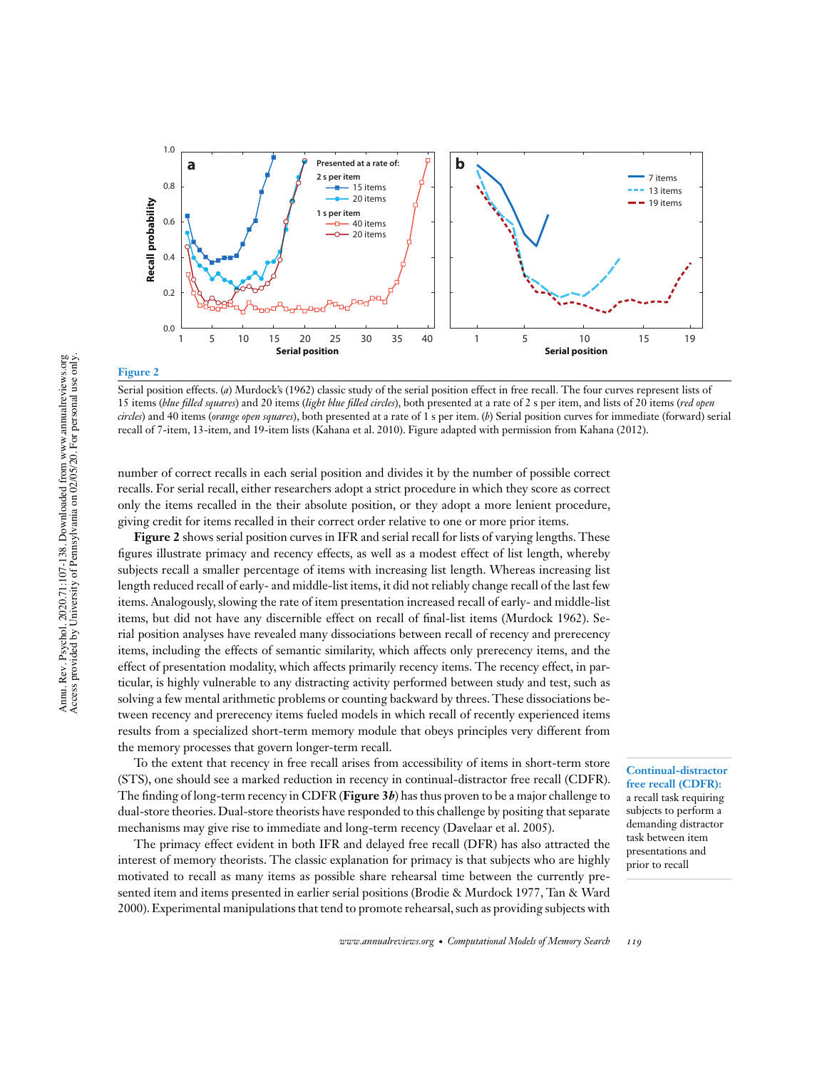a

1.0
0.8
0.6
0.4
0.2
0.0

Recall probability

1 5 10 15 20 25 30 35 40

Serial position

Presented at a rate of:
2 s per item
15 items
20 items
1 s per item
40 items
20 items

b

1 5 10 15 19

Serial position

7 items
13 items
19 items

**Figure 2**

Serial position effects. (*a*) Murdock's (1962) classic study of the serial position effect in free recall. The four curves represent lists of 15 items (*blue filled squares*) and 20 items (*light blue filled circles*), both presented at a rate of 2 s per item, and lists of 20 items (*red open circles*) and 40 items (*orange open squares*), both presented at a rate of 1 s per item. (*b*) Serial position curves for immediate (forward) serial recall of 7-item, 13-item, and 19-item lists (Kahana et al. 2010). Figure adapted with permission from Kahana (2012).

number of correct recalls in each serial position and divides it by the number of possible correct recalls. For serial recall, either researchers adopt a strict procedure in which they score as correct only the items recalled in the their absolute position, or they adopt a more lenient procedure, giving credit for items recalled in their correct order relative to one or more prior items.

**Figure 2** shows serial position curves in IFR and serial recall for lists of varying lengths. These figures illustrate primacy and recency effects, as well as a modest effect of list length, whereby subjects recall a smaller percentage of items with increasing list length. Whereas increasing list length reduced recall of early- and middle-list items, it did not reliably change recall of the last few items. Analogously, slowing the rate of item presentation increased recall of early- and middle-list items, but did not have any discernible effect on recall of final-list items (Murdock 1962). Serial position analyses have revealed many dissociations between recall of recency and prerecency items, including the effects of semantic similarity, which affects only prerecency items, and the effect of presentation modality, which affects primarily recency items. The recency effect, in particular, is highly vulnerable to any distracting activity performed between study and test, such as solving a few mental arithmetic problems or counting backward by threes. These dissociations between recency and prerecency items fueled models in which recall of recently experienced items results from a specialized short-term memory module that obeys principles very different from the memory processes that govern longer-term recall.

To the extent that recency in free recall arises from accessibility of items in short-term store (STS), one should see a marked reduction in recency in continual-distractor free recall (CDFR). The finding of long-term recency in CDFR (**Figure 3*b***) has thus proven to be a major challenge to dual-store theories. Dual-store theorists have responded to this challenge by positing that separate mechanisms may give rise to immediate and long-term recency (Davelaar et al. 2005).

**Continual-distractor free recall (CDFR):** a recall task requiring subjects to perform a demanding distractor task between item presentations and prior to recall

The primacy effect evident in both IFR and delayed free recall (DFR) has also attracted the interest of memory theorists. The classic explanation for primacy is that subjects who are highly motivated to recall as many items as possible share rehearsal time between the currently presented item and items presented in earlier serial positions (Brodie & Murdock 1977, Tan & Ward 2000). Experimental manipulations that tend to promote rehearsal, such as providing subjects with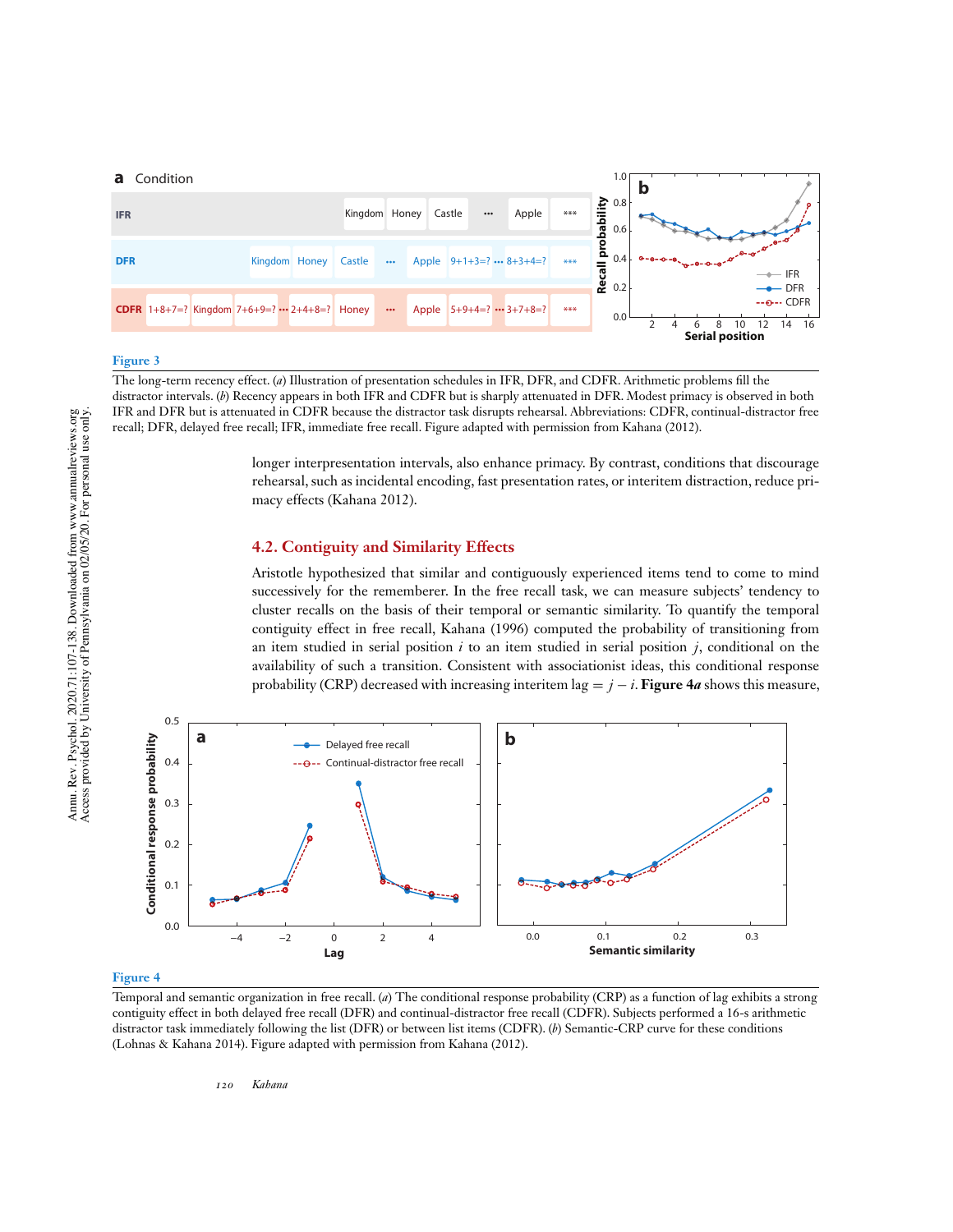**a** Condition

IFR: Kingdom | Honey | Castle | ••• | Apple | ***

DFR: Kingdom | Honey | Castle | ••• | Apple | 9+1+3=? ••• 8+3+4=? | ***

CDFR: 1+8+7=? | Kingdom | 7+6+9=? ••• 2+4+8=? | Honey | ••• | Apple | 5+9+4=? ••• 3+7+8=? | ***

**b**

Recall probability

1.0
0.8
0.6
0.4
0.2
0.0

2 4 6 8 10 12 14 16

Serial position

IFR
DFR
CDFR

**Figure 3**

The long-term recency effect. (*a*) Illustration of presentation schedules in IFR, DFR, and CDFR. Arithmetic problems fill the distractor intervals. (*b*) Recency appears in both IFR and CDFR but is sharply attenuated in DFR. Modest primacy is observed in both IFR and DFR but is attenuated in CDFR because the distractor task disrupts rehearsal. Abbreviations: CDFR, continual-distractor free recall; DFR, delayed free recall; IFR, immediate free recall. Figure adapted with permission from Kahana (2012).

longer interpresentation intervals, also enhance primacy. By contrast, conditions that discourage rehearsal, such as incidental encoding, fast presentation rates, or interitem distraction, reduce primacy effects (Kahana 2012).

## 4.2. Contiguity and Similarity Effects

Aristotle hypothesized that similar and contiguously experienced items tend to come to mind successively for the rememberer. In the free recall task, we can measure subjects' tendency to cluster recalls on the basis of their temporal or semantic similarity. To quantify the temporal contiguity effect in free recall, Kahana (1996) computed the probability of transitioning from an item studied in serial position $i$ to an item studied in serial position $j$, conditional on the availability of such a transition. Consistent with associationist ideas, this conditional response probability (CRP) decreased with increasing interitem lag $= j - i$. **Figure 4*a*** shows this measure,

**a**

Conditional response probability

0.5
0.4
0.3
0.2
0.1
0.0

−4 −2 0 2 4

Lag

Delayed free recall
Continual-distractor free recall

**b**

0.0 0.1 0.2 0.3

Semantic similarity

**Figure 4**

Temporal and semantic organization in free recall. (*a*) The conditional response probability (CRP) as a function of lag exhibits a strong contiguity effect in both delayed free recall (DFR) and continual-distractor free recall (CDFR). Subjects performed a 16-s arithmetic distractor task immediately following the list (DFR) or between list items (CDFR). (*b*) Semantic-CRP curve for these conditions (Lohnas & Kahana 2014). Figure adapted with permission from Kahana (2012).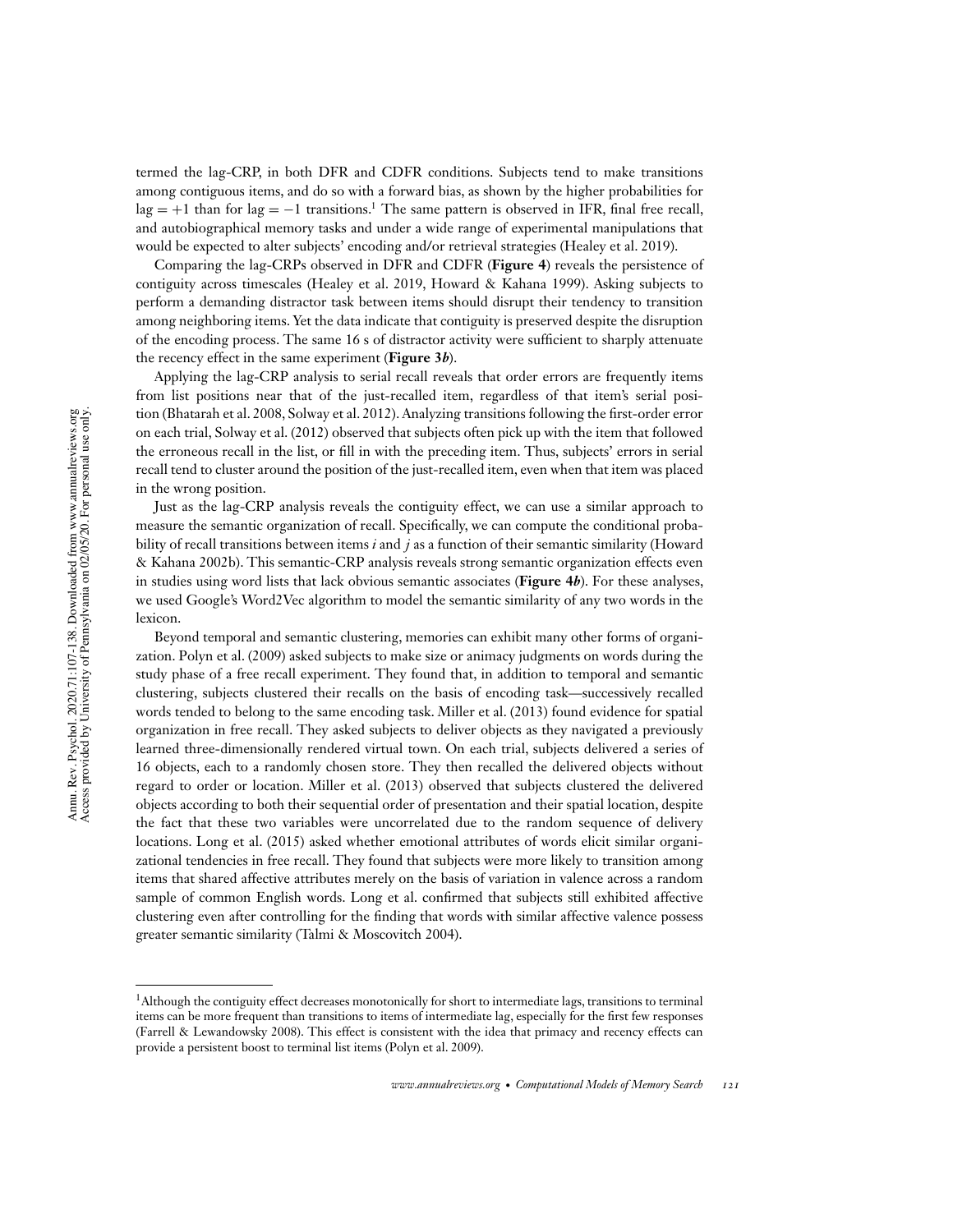termed the lag-CRP, in both DFR and CDFR conditions. Subjects tend to make transitions among contiguous items, and do so with a forward bias, as shown by the higher probabilities for $\text{lag} = +1$ than for $\text{lag} = -1$ transitions.[1] The same pattern is observed in IFR, final free recall, and autobiographical memory tasks and under a wide range of experimental manipulations that would be expected to alter subjects' encoding and/or retrieval strategies (Healey et al. 2019).

Comparing the lag-CRPs observed in DFR and CDFR (**Figure 4**) reveals the persistence of contiguity across timescales (Healey et al. 2019, Howard & Kahana 1999). Asking subjects to perform a demanding distractor task between items should disrupt their tendency to transition among neighboring items. Yet the data indicate that contiguity is preserved despite the disruption of the encoding process. The same 16 s of distractor activity were sufficient to sharply attenuate the recency effect in the same experiment (**Figure 3*b***).

Applying the lag-CRP analysis to serial recall reveals that order errors are frequently items from list positions near that of the just-recalled item, regardless of that item's serial position (Bhatarah et al. 2008, Solway et al. 2012). Analyzing transitions following the first-order error on each trial, Solway et al. (2012) observed that subjects often pick up with the item that followed the erroneous recall in the list, or fill in with the preceding item. Thus, subjects' errors in serial recall tend to cluster around the position of the just-recalled item, even when that item was placed in the wrong position.

Just as the lag-CRP analysis reveals the contiguity effect, we can use a similar approach to measure the semantic organization of recall. Specifically, we can compute the conditional probability of recall transitions between items $i$ and $j$ as a function of their semantic similarity (Howard & Kahana 2002b). This semantic-CRP analysis reveals strong semantic organization effects even in studies using word lists that lack obvious semantic associates (**Figure 4*b***). For these analyses, we used Google's Word2Vec algorithm to model the semantic similarity of any two words in the lexicon.

Beyond temporal and semantic clustering, memories can exhibit many other forms of organization. Polyn et al. (2009) asked subjects to make size or animacy judgments on words during the study phase of a free recall experiment. They found that, in addition to temporal and semantic clustering, subjects clustered their recalls on the basis of encoding task—successively recalled words tended to belong to the same encoding task. Miller et al. (2013) found evidence for spatial organization in free recall. They asked subjects to deliver objects as they navigated a previously learned three-dimensionally rendered virtual town. On each trial, subjects delivered a series of 16 objects, each to a randomly chosen store. They then recalled the delivered objects without regard to order or location. Miller et al. (2013) observed that subjects clustered the delivered objects according to both their sequential order of presentation and their spatial location, despite the fact that these two variables were uncorrelated due to the random sequence of delivery locations. Long et al. (2015) asked whether emotional attributes of words elicit similar organizational tendencies in free recall. They found that subjects were more likely to transition among items that shared affective attributes merely on the basis of variation in valence across a random sample of common English words. Long et al. confirmed that subjects still exhibited affective clustering even after controlling for the finding that words with similar affective valence possess greater semantic similarity (Talmi & Moscovitch 2004).

---

[1] Although the contiguity effect decreases monotonically for short to intermediate lags, transitions to terminal items can be more frequent than transitions to items of intermediate lag, especially for the first few responses (Farrell & Lewandowsky 2008). This effect is consistent with the idea that primacy and recency effects can provide a persistent boost to terminal list items (Polyn et al. 2009).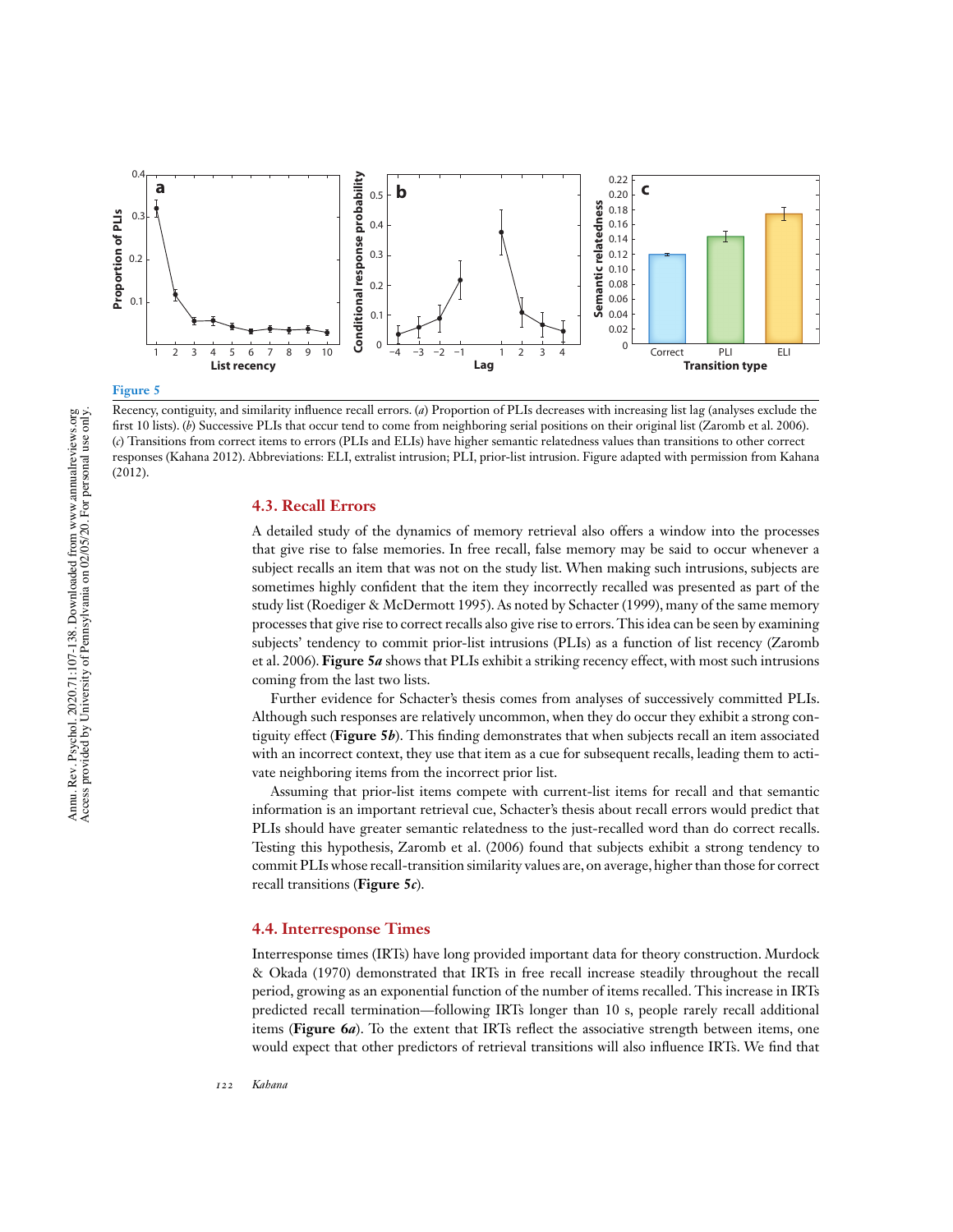a

Proportion of PLIs

0.4
0.3
0.2
0.1

1 2 3 4 5 6 7 8 9 10

List recency

b

Conditional response probability

0.5
0.4
0.3
0.2
0.1
0

–4 –3 –2 –1 1 2 3 4

Lag

c

Semantic relatedness

0.22
0.20
0.18
0.16
0.14
0.12
0.10
0.08
0.06
0.04
0.02
0

Correct PLI ELI

Transition type

**Figure 5**

Recency, contiguity, and similarity influence recall errors. (*a*) Proportion of PLIs decreases with increasing list lag (analyses exclude the first 10 lists). (*b*) Successive PLIs that occur tend to come from neighboring serial positions on their original list (Zaromb et al. 2006). (*c*) Transitions from correct items to errors (PLIs and ELIs) have higher semantic relatedness values than transitions to other correct responses (Kahana 2012). Abbreviations: ELI, extralist intrusion; PLI, prior-list intrusion. Figure adapted with permission from Kahana (2012).

## 4.3. Recall Errors

A detailed study of the dynamics of memory retrieval also offers a window into the processes that give rise to false memories. In free recall, false memory may be said to occur whenever a subject recalls an item that was not on the study list. When making such intrusions, subjects are sometimes highly confident that the item they incorrectly recalled was presented as part of the study list (Roediger & McDermott 1995). As noted by Schacter (1999), many of the same memory processes that give rise to correct recalls also give rise to errors. This idea can be seen by examining subjects' tendency to commit prior-list intrusions (PLIs) as a function of list recency (Zaromb et al. 2006). **Figure 5*a*** shows that PLIs exhibit a striking recency effect, with most such intrusions coming from the last two lists.

Further evidence for Schacter's thesis comes from analyses of successively committed PLIs. Although such responses are relatively uncommon, when they do occur they exhibit a strong contiguity effect (**Figure 5*b***). This finding demonstrates that when subjects recall an item associated with an incorrect context, they use that item as a cue for subsequent recalls, leading them to activate neighboring items from the incorrect prior list.

Assuming that prior-list items compete with current-list items for recall and that semantic information is an important retrieval cue, Schacter's thesis about recall errors would predict that PLIs should have greater semantic relatedness to the just-recalled word than do correct recalls. Testing this hypothesis, Zaromb et al. (2006) found that subjects exhibit a strong tendency to commit PLIs whose recall-transition similarity values are, on average, higher than those for correct recall transitions (**Figure 5*c***).

## 4.4. Interresponse Times

Interresponse times (IRTs) have long provided important data for theory construction. Murdock & Okada (1970) demonstrated that IRTs in free recall increase steadily throughout the recall period, growing as an exponential function of the number of items recalled. This increase in IRTs predicted recall termination—following IRTs longer than 10 s, people rarely recall additional items (**Figure 6*a***). To the extent that IRTs reflect the associative strength between items, one would expect that other predictors of retrieval transitions will also influence IRTs. We find that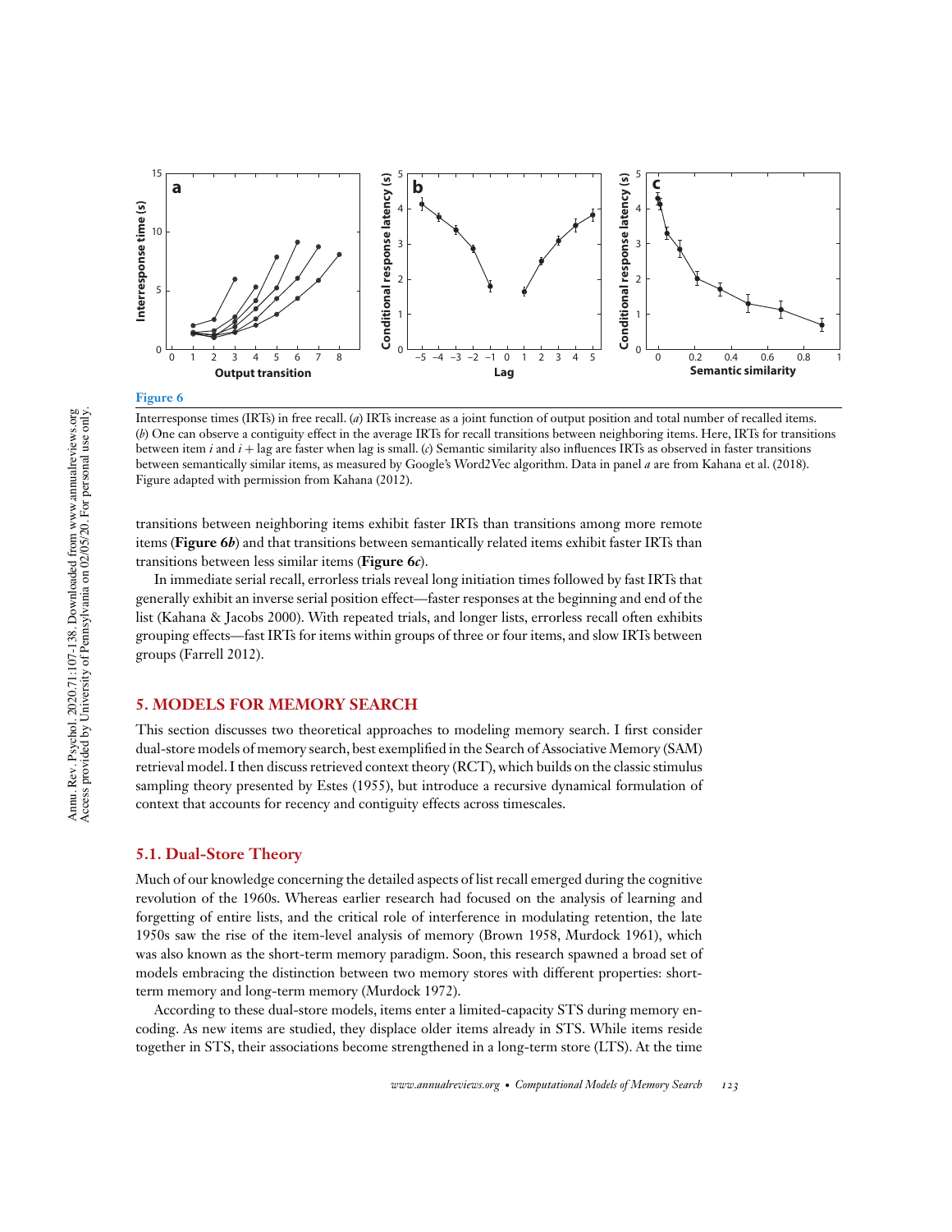a

15

10

5

0

Interresponse time (s)

0 1 2 3 4 5 6 7 8

Output transition

b

5

4

3

2

1

0

Conditional response latency (s)

–5 –4 –3 –2 –1 0 1 2 3 4 5

Lag

c

5

4

3

2

1

0

Conditional response latency (s)

0 0.2 0.4 0.6 0.8 1

Semantic similarity

**Figure 6**

Interresponse times (IRTs) in free recall. (*a*) IRTs increase as a joint function of output position and total number of recalled items. (*b*) One can observe a contiguity effect in the average IRTs for recall transitions between neighboring items. Here, IRTs for transitions between item $i$ and $i + \text{lag}$ are faster when lag is small. (*c*) Semantic similarity also influences IRTs as observed in faster transitions between semantically similar items, as measured by Google's Word2Vec algorithm. Data in panel *a* are from Kahana et al. (2018). Figure adapted with permission from Kahana (2012).

transitions between neighboring items exhibit faster IRTs than transitions among more remote items (**Figure 6*b***) and that transitions between semantically related items exhibit faster IRTs than transitions between less similar items (**Figure 6*c***).

In immediate serial recall, errorless trials reveal long initiation times followed by fast IRTs that generally exhibit an inverse serial position effect—faster responses at the beginning and end of the list (Kahana & Jacobs 2000). With repeated trials, and longer lists, errorless recall often exhibits grouping effects—fast IRTs for items within groups of three or four items, and slow IRTs between groups (Farrell 2012).

## 5. MODELS FOR MEMORY SEARCH

This section discusses two theoretical approaches to modeling memory search. I first consider dual-store models of memory search, best exemplified in the Search of Associative Memory (SAM) retrieval model. I then discuss retrieved context theory (RCT), which builds on the classic stimulus sampling theory presented by Estes (1955), but introduce a recursive dynamical formulation of context that accounts for recency and contiguity effects across timescales.

### 5.1. Dual-Store Theory

Much of our knowledge concerning the detailed aspects of list recall emerged during the cognitive revolution of the 1960s. Whereas earlier research had focused on the analysis of learning and forgetting of entire lists, and the critical role of interference in modulating retention, the late 1950s saw the rise of the item-level analysis of memory (Brown 1958, Murdock 1961), which was also known as the short-term memory paradigm. Soon, this research spawned a broad set of models embracing the distinction between two memory stores with different properties: short-term memory and long-term memory (Murdock 1972).

According to these dual-store models, items enter a limited-capacity STS during memory encoding. As new items are studied, they displace older items already in STS. While items reside together in STS, their associations become strengthened in a long-term store (LTS). At the time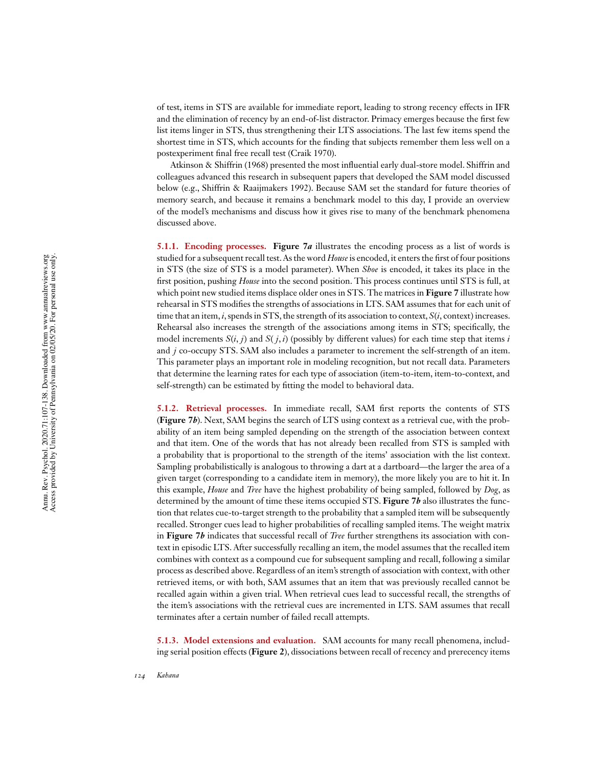of test, items in STS are available for immediate report, leading to strong recency effects in IFR and the elimination of recency by an end-of-list distractor. Primacy emerges because the first few list items linger in STS, thus strengthening their LTS associations. The last few items spend the shortest time in STS, which accounts for the finding that subjects remember them less well on a postexperiment final free recall test (Craik 1970).

Atkinson & Shiffrin (1968) presented the most influential early dual-store model. Shiffrin and colleagues advanced this research in subsequent papers that developed the SAM model discussed below (e.g., Shiffrin & Raaijmakers 1992). Because SAM set the standard for future theories of memory search, and because it remains a benchmark model to this day, I provide an overview of the model's mechanisms and discuss how it gives rise to many of the benchmark phenomena discussed above.

**5.1.1. Encoding processes.** **Figure 7*a*** illustrates the encoding process as a list of words is studied for a subsequent recall test. As the word *House* is encoded, it enters the first of four positions in STS (the size of STS is a model parameter). When *Shoe* is encoded, it takes its place in the first position, pushing *House* into the second position. This process continues until STS is full, at which point new studied items displace older ones in STS. The matrices in **Figure 7** illustrate how rehearsal in STS modifies the strengths of associations in LTS. SAM assumes that for each unit of time that an item, $i$, spends in STS, the strength of its association to context, $S(i, \text{context})$ increases. Rehearsal also increases the strength of the associations among items in STS; specifically, the model increments $S(i, j)$ and $S(j, i)$ (possibly by different values) for each time step that items $i$ and $j$ co-occupy STS. SAM also includes a parameter to increment the self-strength of an item. This parameter plays an important role in modeling recognition, but not recall data. Parameters that determine the learning rates for each type of association (item-to-item, item-to-context, and self-strength) can be estimated by fitting the model to behavioral data.

**5.1.2. Retrieval processes.** In immediate recall, SAM first reports the contents of STS (**Figure 7*b***). Next, SAM begins the search of LTS using context as a retrieval cue, with the probability of an item being sampled depending on the strength of the association between context and that item. One of the words that has not already been recalled from STS is sampled with a probability that is proportional to the strength of the items' association with the list context. Sampling probabilistically is analogous to throwing a dart at a dartboard—the larger the area of a given target (corresponding to a candidate item in memory), the more likely you are to hit it. In this example, *House* and *Tree* have the highest probability of being sampled, followed by *Dog*, as determined by the amount of time these items occupied STS. **Figure 7*b*** also illustrates the function that relates cue-to-target strength to the probability that a sampled item will be subsequently recalled. Stronger cues lead to higher probabilities of recalling sampled items. The weight matrix in **Figure 7*b*** indicates that successful recall of *Tree* further strengthens its association with context in episodic LTS. After successfully recalling an item, the model assumes that the recalled item combines with context as a compound cue for subsequent sampling and recall, following a similar process as described above. Regardless of an item's strength of association with context, with other retrieved items, or with both, SAM assumes that an item that was previously recalled cannot be recalled again within a given trial. When retrieval cues lead to successful recall, the strengths of the item's associations with the retrieval cues are incremented in LTS. SAM assumes that recall terminates after a certain number of failed recall attempts.

**5.1.3. Model extensions and evaluation.** SAM accounts for many recall phenomena, including serial position effects (**Figure 2**), dissociations between recall of recency and prerecency items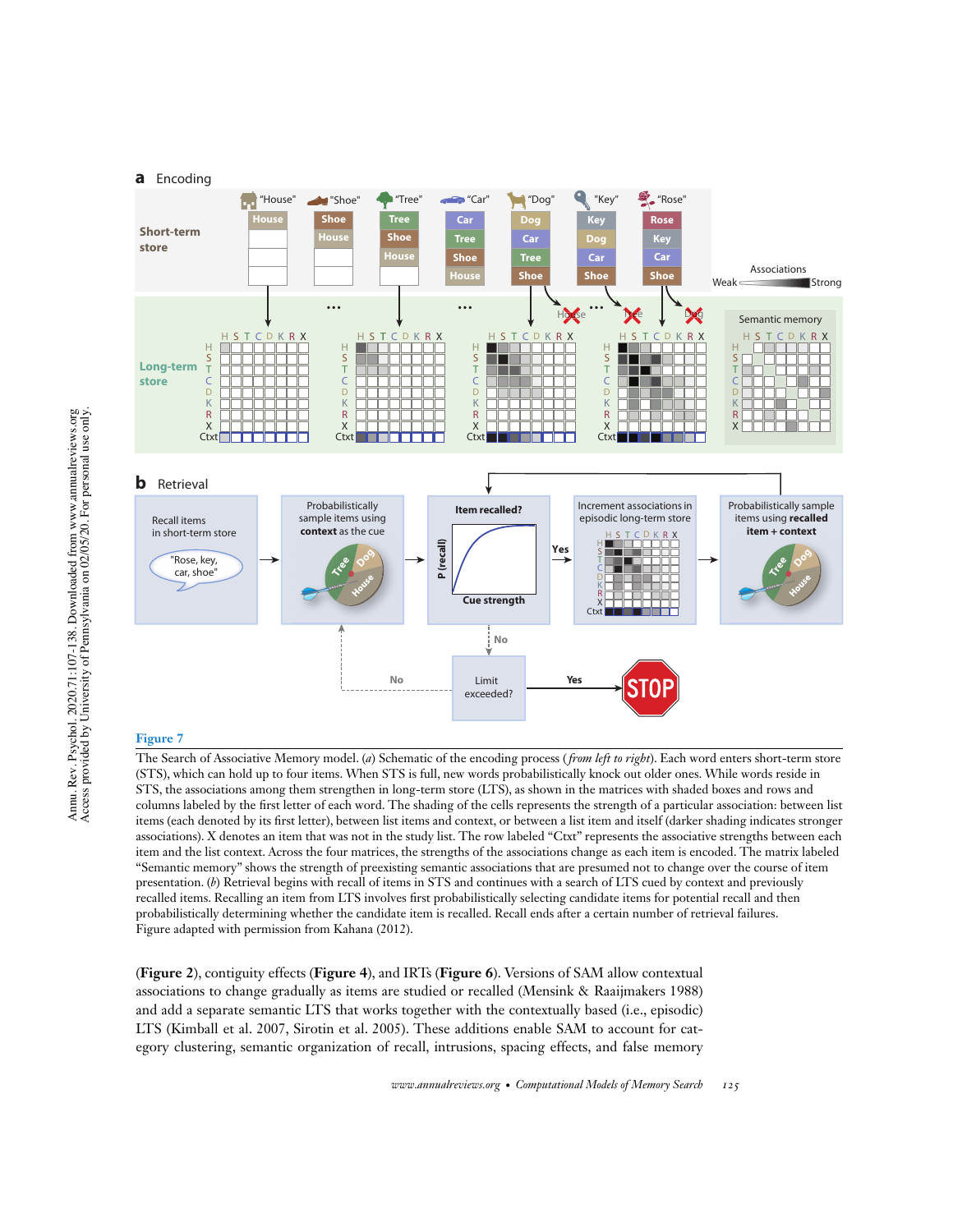**a** Encoding

"House" "Shoe" "Tree" "Car" "Dog" "Key" "Rose"

Short-term store

Long-term store

Associations

Weak Strong

Semantic memory

**b** Retrieval

Recall items in short-term store

"Rose, key, car, shoe"

Probabilistically sample items using **context** as the cue

**Item recalled?**

P (recall)

Cue strength

Yes

No

Increment associations in episodic long-term store

Probabilistically sample items using **recalled item + context**

Limit exceeded?

STOP

**Figure 7**

The Search of Associative Memory model. (*a*) Schematic of the encoding process (*from left to right*). Each word enters short-term store (STS), which can hold up to four items. When STS is full, new words probabilistically knock out older ones. While words reside in STS, the associations among them strengthen in long-term store (LTS), as shown in the matrices with shaded boxes and rows and columns labeled by the first letter of each word. The shading of the cells represents the strength of a particular association: between list items (each denoted by its first letter), between list items and context, or between a list item and itself (darker shading indicates stronger associations). X denotes an item that was not in the study list. The row labeled "Ctxt" represents the associative strengths between each item and the list context. Across the four matrices, the strengths of the associations change as each item is encoded. The matrix labeled "Semantic memory" shows the strength of preexisting semantic associations that are presumed not to change over the course of item presentation. (*b*) Retrieval begins with recall of items in STS and continues with a search of LTS cued by context and previously recalled items. Recalling an item from LTS involves first probabilistically selecting candidate items for potential recall and then probabilistically determining whether the candidate item is recalled. Recall ends after a certain number of retrieval failures. Figure adapted with permission from Kahana (2012).

(**Figure 2**), contiguity effects (**Figure 4**), and IRTs (**Figure 6**). Versions of SAM allow contextual associations to change gradually as items are studied or recalled (Mensink & Raaijmakers 1988) and add a separate semantic LTS that works together with the contextually based (i.e., episodic) LTS (Kimball et al. 2007, Sirotin et al. 2005). These additions enable SAM to account for category clustering, semantic organization of recall, intrusions, spacing effects, and false memory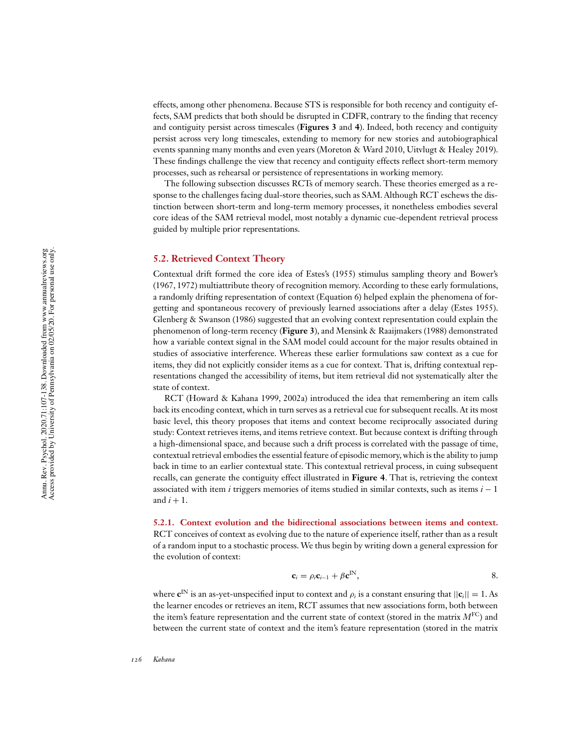effects, among other phenomena. Because STS is responsible for both recency and contiguity effects, SAM predicts that both should be disrupted in CDFR, contrary to the finding that recency and contiguity persist across timescales (**Figures 3** and **4**). Indeed, both recency and contiguity persist across very long timescales, extending to memory for new stories and autobiographical events spanning many months and even years (Moreton & Ward 2010, Uitvlugt & Healey 2019). These findings challenge the view that recency and contiguity effects reflect short-term memory processes, such as rehearsal or persistence of representations in working memory.

The following subsection discusses RCTs of memory search. These theories emerged as a response to the challenges facing dual-store theories, such as SAM. Although RCT eschews the distinction between short-term and long-term memory processes, it nonetheless embodies several core ideas of the SAM retrieval model, most notably a dynamic cue-dependent retrieval process guided by multiple prior representations.

## 5.2. Retrieved Context Theory

Contextual drift formed the core idea of Estes's (1955) stimulus sampling theory and Bower's (1967, 1972) multiattribute theory of recognition memory. According to these early formulations, a randomly drifting representation of context (Equation 6) helped explain the phenomena of forgetting and spontaneous recovery of previously learned associations after a delay (Estes 1955). Glenberg & Swanson (1986) suggested that an evolving context representation could explain the phenomenon of long-term recency (**Figure 3**), and Mensink & Raaijmakers (1988) demonstrated how a variable context signal in the SAM model could account for the major results obtained in studies of associative interference. Whereas these earlier formulations saw context as a cue for items, they did not explicitly consider items as a cue for context. That is, drifting contextual representations changed the accessibility of items, but item retrieval did not systematically alter the state of context.

RCT (Howard & Kahana 1999, 2002a) introduced the idea that remembering an item calls back its encoding context, which in turn serves as a retrieval cue for subsequent recalls. At its most basic level, this theory proposes that items and context become reciprocally associated during study: Context retrieves items, and items retrieve context. But because context is drifting through a high-dimensional space, and because such a drift process is correlated with the passage of time, contextual retrieval embodies the essential feature of episodic memory, which is the ability to jump back in time to an earlier contextual state. This contextual retrieval process, in cuing subsequent recalls, can generate the contiguity effect illustrated in **Figure 4**. That is, retrieving the context associated with item $i$ triggers memories of items studied in similar contexts, such as items $i-1$ and $i+1$.

### 5.2.1. Context evolution and the bidirectional associations between items and context.

RCT conceives of context as evolving due to the nature of experience itself, rather than as a result of a random input to a stochastic process. We thus begin by writing down a general expression for the evolution of context:

$$\mathbf{c}_i = \rho_i \mathbf{c}_{i-1} + \beta \mathbf{c}^{\mathrm{IN}}, \qquad 8.$$

where $\mathbf{c}^{\mathrm{IN}}$ is an as-yet-unspecified input to context and $\rho_i$ is a constant ensuring that $||\mathbf{c}_i|| = 1$. As the learner encodes or retrieves an item, RCT assumes that new associations form, both between the item's feature representation and the current state of context (stored in the matrix $M^{\mathrm{FC}}$) and between the current state of context and the item's feature representation (stored in the matrix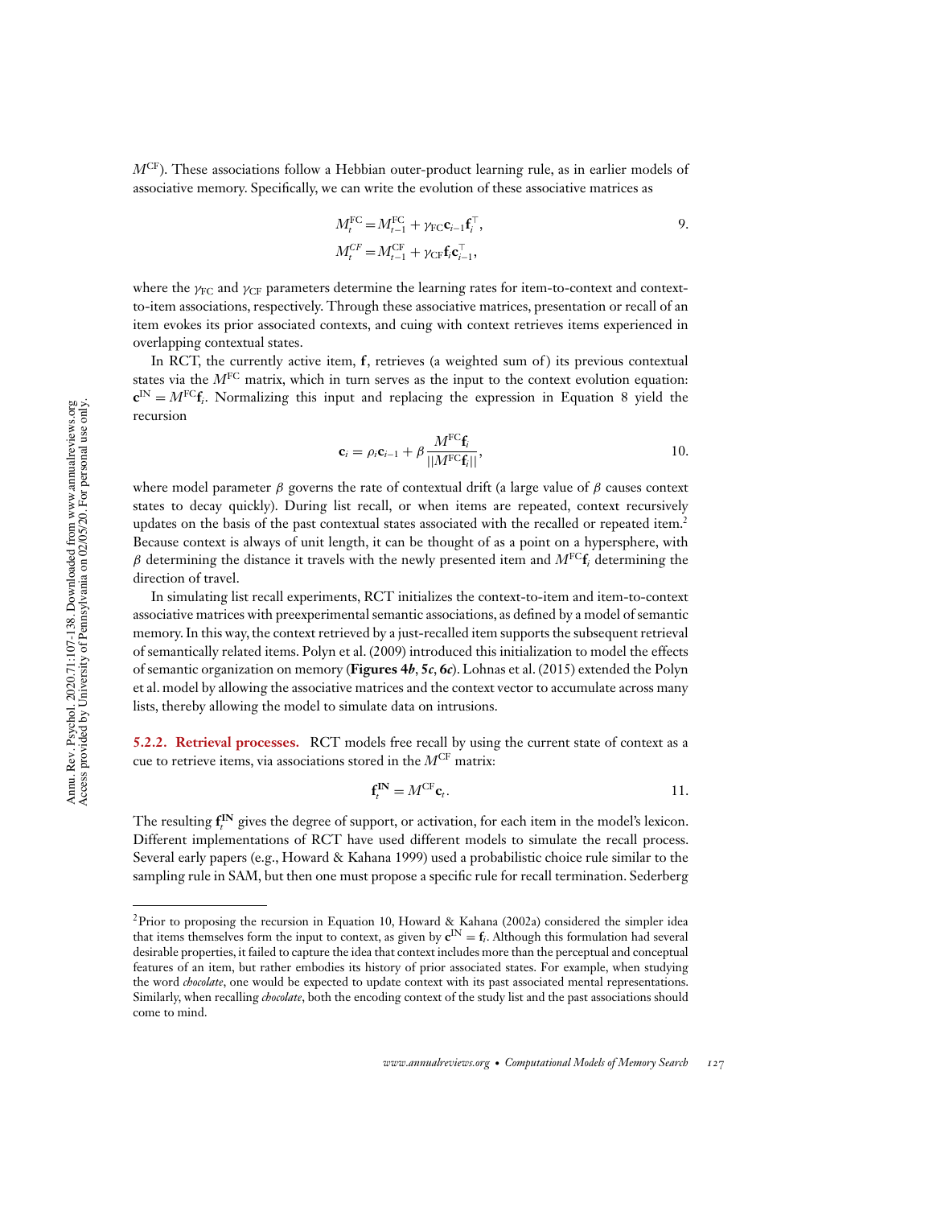$M^{\mathrm{CF}}$). These associations follow a Hebbian outer-product learning rule, as in earlier models of associative memory. Specifically, we can write the evolution of these associative matrices as

$$
\begin{aligned}
M_t^{\mathrm{FC}} &= M_{t-1}^{\mathrm{FC}} + \gamma_{\mathrm{FC}} \mathbf{c}_{i-1} \mathbf{f}_i^\top, \\
M_t^{CF} &= M_{t-1}^{\mathrm{CF}} + \gamma_{\mathrm{CF}} \mathbf{f}_i \mathbf{c}_{i-1}^\top,
\end{aligned}
\qquad 9.
$$

where the $\gamma_{\mathrm{FC}}$ and $\gamma_{\mathrm{CF}}$ parameters determine the learning rates for item-to-context and context-to-item associations, respectively. Through these associative matrices, presentation or recall of an item evokes its prior associated contexts, and cuing with context retrieves items experienced in overlapping contextual states.

In RCT, the currently active item, $\mathbf{f}$, retrieves (a weighted sum of) its previous contextual states via the $M^{\mathrm{FC}}$ matrix, which in turn serves as the input to the context evolution equation: $\mathbf{c}^{\mathrm{IN}} = M^{\mathrm{FC}} \mathbf{f}_i$. Normalizing this input and replacing the expression in Equation 8 yield the recursion

$$
\mathbf{c}_i = \rho_i \mathbf{c}_{i-1} + \beta \frac{M^{\mathrm{FC}} \mathbf{f}_i}{||M^{\mathrm{FC}} \mathbf{f}_i||}, \qquad 10.
$$

where model parameter $\beta$ governs the rate of contextual drift (a large value of $\beta$ causes context states to decay quickly). During list recall, or when items are repeated, context recursively updates on the basis of the past contextual states associated with the recalled or repeated item.[2] Because context is always of unit length, it can be thought of as a point on a hypersphere, with $\beta$ determining the distance it travels with the newly presented item and $M^{\mathrm{FC}} \mathbf{f}_i$ determining the direction of travel.

In simulating list recall experiments, RCT initializes the context-to-item and item-to-context associative matrices with preexperimental semantic associations, as defined by a model of semantic memory. In this way, the context retrieved by a just-recalled item supports the subsequent retrieval of semantically related items. Polyn et al. (2009) introduced this initialization to model the effects of semantic organization on memory (**Figures 4*b*, 5*c*, 6*c***). Lohnas et al. (2015) extended the Polyn et al. model by allowing the associative matrices and the context vector to accumulate across many lists, thereby allowing the model to simulate data on intrusions.

**5.2.2. Retrieval processes.** RCT models free recall by using the current state of context as a cue to retrieve items, via associations stored in the $M^{\mathrm{CF}}$ matrix:

$$
\mathbf{f}_t^{\mathbf{IN}} = M^{\mathrm{CF}} \mathbf{c}_t. \qquad 11.
$$

The resulting $\mathbf{f}_t^{\mathbf{IN}}$ gives the degree of support, or activation, for each item in the model's lexicon. Different implementations of RCT have used different models to simulate the recall process. Several early papers (e.g., Howard & Kahana 1999) used a probabilistic choice rule similar to the sampling rule in SAM, but then one must propose a specific rule for recall termination. Sederberg

[2] Prior to proposing the recursion in Equation 10, Howard & Kahana (2002a) considered the simpler idea that items themselves form the input to context, as given by $\mathbf{c}^{\mathrm{IN}} = \mathbf{f}_i$. Although this formulation had several desirable properties, it failed to capture the idea that context includes more than the perceptual and conceptual features of an item, but rather embodies its history of prior associated states. For example, when studying the word *chocolate*, one would be expected to update context with its past associated mental representations. Similarly, when recalling *chocolate*, both the encoding context of the study list and the past associations should come to mind.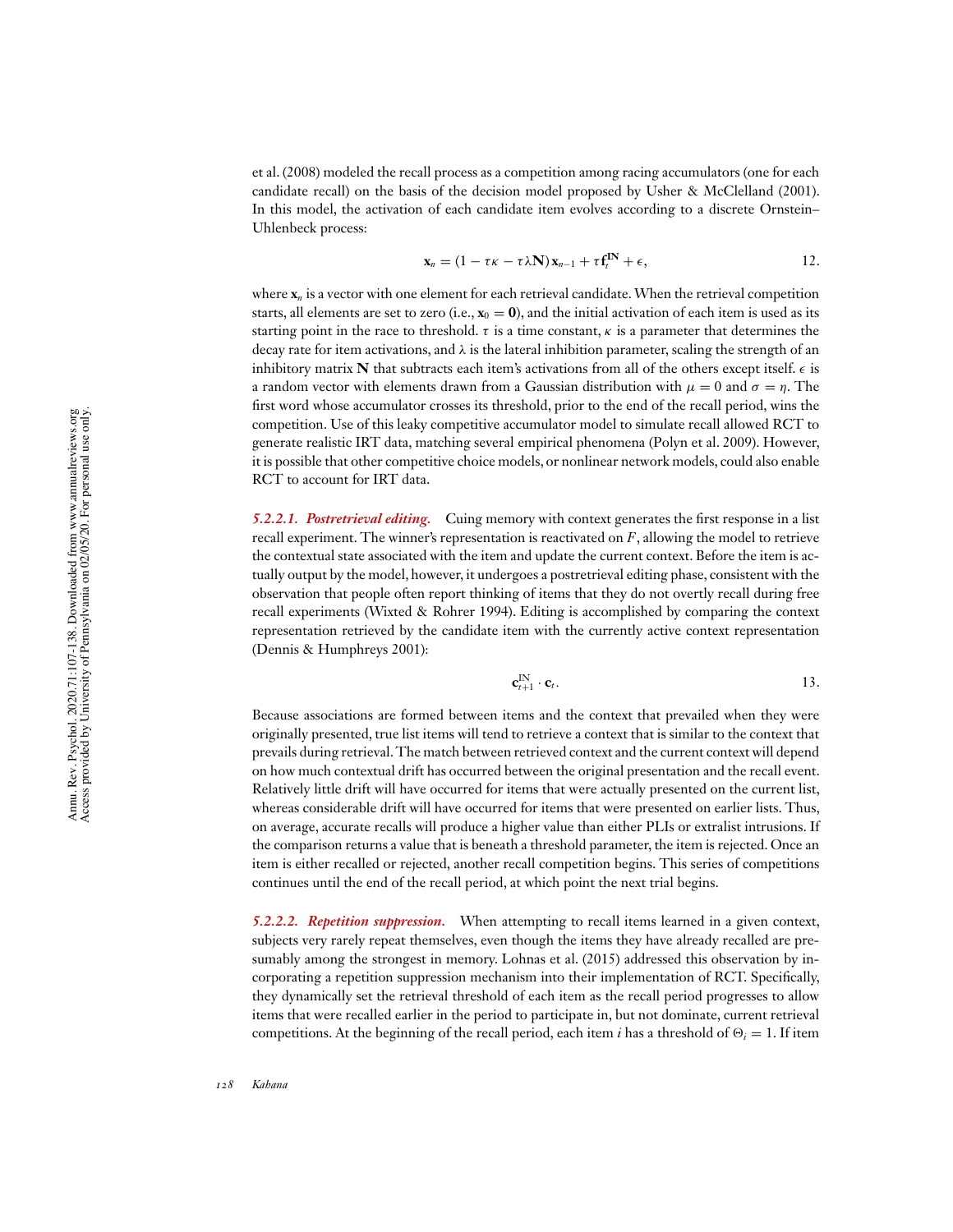et al. (2008) modeled the recall process as a competition among racing accumulators (one for each candidate recall) on the basis of the decision model proposed by Usher & McClelland (2001). In this model, the activation of each candidate item evolves according to a discrete Ornstein–Uhlenbeck process:

$$\mathbf{x}_n = (1 - \tau\kappa - \tau\lambda\mathbf{N})\mathbf{x}_{n-1} + \tau\mathbf{f}_t^{\mathbf{IN}} + \epsilon, \tag{12}$$

where $\mathbf{x}_n$ is a vector with one element for each retrieval candidate. When the retrieval competition starts, all elements are set to zero (i.e., $\mathbf{x}_0 = \mathbf{0}$), and the initial activation of each item is used as its starting point in the race to threshold. $\tau$ is a time constant, $\kappa$ is a parameter that determines the decay rate for item activations, and $\lambda$ is the lateral inhibition parameter, scaling the strength of an inhibitory matrix $\mathbf{N}$ that subtracts each item's activations from all of the others except itself. $\epsilon$ is a random vector with elements drawn from a Gaussian distribution with $\mu = 0$ and $\sigma = \eta$. The first word whose accumulator crosses its threshold, prior to the end of the recall period, wins the competition. Use of this leaky competitive accumulator model to simulate recall allowed RCT to generate realistic IRT data, matching several empirical phenomena (Polyn et al. 2009). However, it is possible that other competitive choice models, or nonlinear network models, could also enable RCT to account for IRT data.

***5.2.2.1. Postretrieval editing.*** Cuing memory with context generates the first response in a list recall experiment. The winner's representation is reactivated on $F$, allowing the model to retrieve the contextual state associated with the item and update the current context. Before the item is actually output by the model, however, it undergoes a postretrieval editing phase, consistent with the observation that people often report thinking of items that they do not overtly recall during free recall experiments (Wixted & Rohrer 1994). Editing is accomplished by comparing the context representation retrieved by the candidate item with the currently active context representation (Dennis & Humphreys 2001):

$$\mathbf{c}_{t+1}^{\mathrm{IN}} \cdot \mathbf{c}_t. \tag{13}$$

Because associations are formed between items and the context that prevailed when they were originally presented, true list items will tend to retrieve a context that is similar to the context that prevails during retrieval. The match between retrieved context and the current context will depend on how much contextual drift has occurred between the original presentation and the recall event. Relatively little drift will have occurred for items that were actually presented on the current list, whereas considerable drift will have occurred for items that were presented on earlier lists. Thus, on average, accurate recalls will produce a higher value than either PLIs or extralist intrusions. If the comparison returns a value that is beneath a threshold parameter, the item is rejected. Once an item is either recalled or rejected, another recall competition begins. This series of competitions continues until the end of the recall period, at which point the next trial begins.

***5.2.2.2. Repetition suppression.*** When attempting to recall items learned in a given context, subjects very rarely repeat themselves, even though the items they have already recalled are presumably among the strongest in memory. Lohnas et al. (2015) addressed this observation by incorporating a repetition suppression mechanism into their implementation of RCT. Specifically, they dynamically set the retrieval threshold of each item as the recall period progresses to allow items that were recalled earlier in the period to participate in, but not dominate, current retrieval competitions. At the beginning of the recall period, each item $i$ has a threshold of $\Theta_i = 1$. If item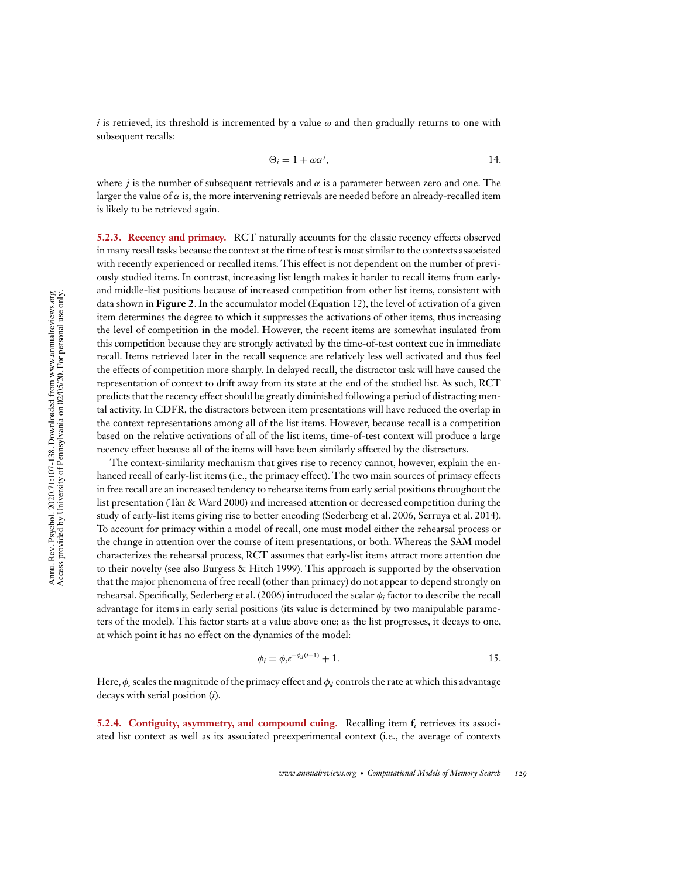$i$ is retrieved, its threshold is incremented by a value $\omega$ and then gradually returns to one with subsequent recalls:

$$\Theta_i = 1 + \omega\alpha^j, \tag{14}$$

where $j$ is the number of subsequent retrievals and $\alpha$ is a parameter between zero and one. The larger the value of $\alpha$ is, the more intervening retrievals are needed before an already-recalled item is likely to be retrieved again.

**5.2.3. Recency and primacy.** RCT naturally accounts for the classic recency effects observed in many recall tasks because the context at the time of test is most similar to the contexts associated with recently experienced or recalled items. This effect is not dependent on the number of previously studied items. In contrast, increasing list length makes it harder to recall items from early- and middle-list positions because of increased competition from other list items, consistent with data shown in **Figure 2**. In the accumulator model (Equation 12), the level of activation of a given item determines the degree to which it suppresses the activations of other items, thus increasing the level of competition in the model. However, the recent items are somewhat insulated from this competition because they are strongly activated by the time-of-test context cue in immediate recall. Items retrieved later in the recall sequence are relatively less well activated and thus feel the effects of competition more sharply. In delayed recall, the distractor task will have caused the representation of context to drift away from its state at the end of the studied list. As such, RCT predicts that the recency effect should be greatly diminished following a period of distracting mental activity. In CDFR, the distractors between item presentations will have reduced the overlap in the context representations among all of the list items. However, because recall is a competition based on the relative activations of all of the list items, time-of-test context will produce a large recency effect because all of the items will have been similarly affected by the distractors.

The context-similarity mechanism that gives rise to recency cannot, however, explain the enhanced recall of early-list items (i.e., the primacy effect). The two main sources of primacy effects in free recall are an increased tendency to rehearse items from early serial positions throughout the list presentation (Tan & Ward 2000) and increased attention or decreased competition during the study of early-list items giving rise to better encoding (Sederberg et al. 2006, Serruya et al. 2014). To account for primacy within a model of recall, one must model either the rehearsal process or the change in attention over the course of item presentations, or both. Whereas the SAM model characterizes the rehearsal process, RCT assumes that early-list items attract more attention due to their novelty (see also Burgess & Hitch 1999). This approach is supported by the observation that the major phenomena of free recall (other than primacy) do not appear to depend strongly on rehearsal. Specifically, Sederberg et al. (2006) introduced the scalar $\phi_i$ factor to describe the recall advantage for items in early serial positions (its value is determined by two manipulable parameters of the model). This factor starts at a value above one; as the list progresses, it decays to one, at which point it has no effect on the dynamics of the model:

$$\phi_i = \phi_s e^{-\phi_d(i-1)} + 1. \tag{15}$$

Here, $\phi_s$ scales the magnitude of the primacy effect and $\phi_d$ controls the rate at which this advantage decays with serial position ($i$).

**5.2.4. Contiguity, asymmetry, and compound cuing.** Recalling item $\mathbf{f}_i$ retrieves its associated list context as well as its associated preexperimental context (i.e., the average of contexts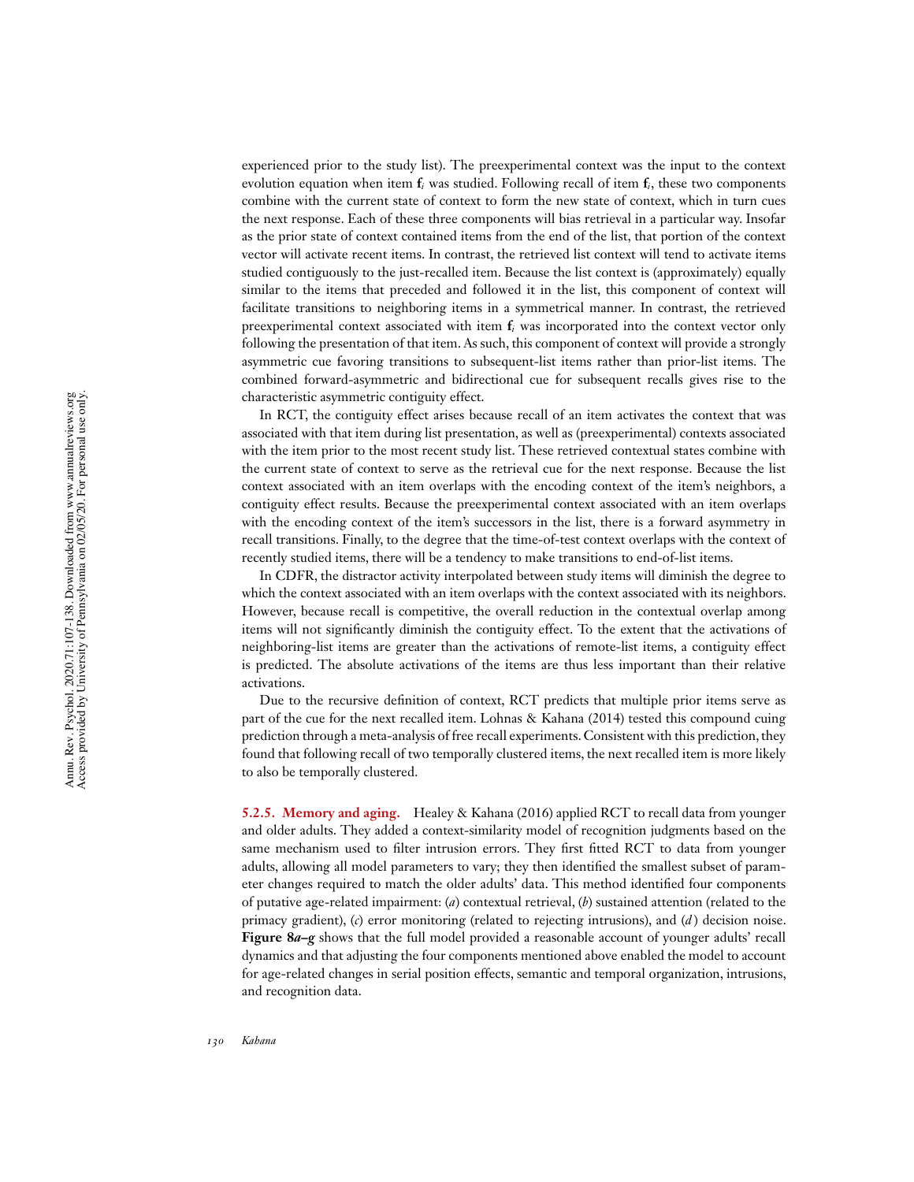experienced prior to the study list). The preexperimental context was the input to the context evolution equation when item $\mathbf{f}_i$ was studied. Following recall of item $\mathbf{f}_i$, these two components combine with the current state of context to form the new state of context, which in turn cues the next response. Each of these three components will bias retrieval in a particular way. Insofar as the prior state of context contained items from the end of the list, that portion of the context vector will activate recent items. In contrast, the retrieved list context will tend to activate items studied contiguously to the just-recalled item. Because the list context is (approximately) equally similar to the items that preceded and followed it in the list, this component of context will facilitate transitions to neighboring items in a symmetrical manner. In contrast, the retrieved preexperimental context associated with item $\mathbf{f}_i$ was incorporated into the context vector only following the presentation of that item. As such, this component of context will provide a strongly asymmetric cue favoring transitions to subsequent-list items rather than prior-list items. The combined forward-asymmetric and bidirectional cue for subsequent recalls gives rise to the characteristic asymmetric contiguity effect.

In RCT, the contiguity effect arises because recall of an item activates the context that was associated with that item during list presentation, as well as (preexperimental) contexts associated with the item prior to the most recent study list. These retrieved contextual states combine with the current state of context to serve as the retrieval cue for the next response. Because the list context associated with an item overlaps with the encoding context of the item's neighbors, a contiguity effect results. Because the preexperimental context associated with an item overlaps with the encoding context of the item's successors in the list, there is a forward asymmetry in recall transitions. Finally, to the degree that the time-of-test context overlaps with the context of recently studied items, there will be a tendency to make transitions to end-of-list items.

In CDFR, the distractor activity interpolated between study items will diminish the degree to which the context associated with an item overlaps with the context associated with its neighbors. However, because recall is competitive, the overall reduction in the contextual overlap among items will not significantly diminish the contiguity effect. To the extent that the activations of neighboring-list items are greater than the activations of remote-list items, a contiguity effect is predicted. The absolute activations of the items are thus less important than their relative activations.

Due to the recursive definition of context, RCT predicts that multiple prior items serve as part of the cue for the next recalled item. Lohnas & Kahana (2014) tested this compound cuing prediction through a meta-analysis of free recall experiments. Consistent with this prediction, they found that following recall of two temporally clustered items, the next recalled item is more likely to also be temporally clustered.

**5.2.5. Memory and aging.** Healey & Kahana (2016) applied RCT to recall data from younger and older adults. They added a context-similarity model of recognition judgments based on the same mechanism used to filter intrusion errors. They first fitted RCT to data from younger adults, allowing all model parameters to vary; they then identified the smallest subset of parameter changes required to match the older adults' data. This method identified four components of putative age-related impairment: (*a*) contextual retrieval, (*b*) sustained attention (related to the primacy gradient), (*c*) error monitoring (related to rejecting intrusions), and (*d*) decision noise. **Figure 8*a–g*** shows that the full model provided a reasonable account of younger adults' recall dynamics and that adjusting the four components mentioned above enabled the model to account for age-related changes in serial position effects, semantic and temporal organization, intrusions, and recognition data.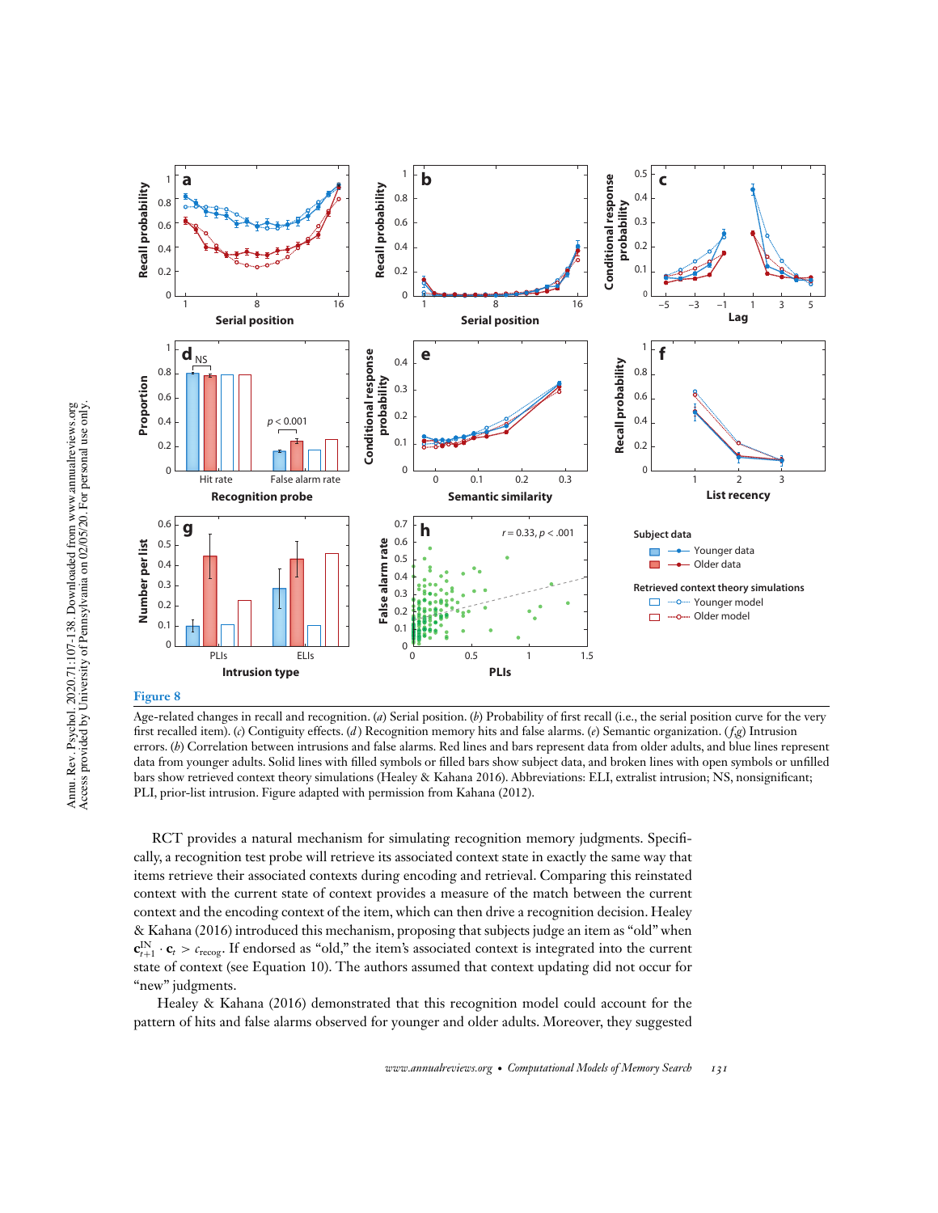Figure 8

Age-related changes in recall and recognition. (*a*) Serial position. (*b*) Probability of first recall (i.e., the serial position curve for the very first recalled item). (*c*) Contiguity effects. (*d*) Recognition memory hits and false alarms. (*e*) Semantic organization. (*f*,*g*) Intrusion errors. (*h*) Correlation between intrusions and false alarms. Red lines and bars represent data from older adults, and blue lines represent data from younger adults. Solid lines with filled symbols or filled bars show subject data, and broken lines with open symbols or unfilled bars show retrieved context theory simulations (Healey & Kahana 2016). Abbreviations: ELI, extralist intrusion; NS, nonsignificant; PLI, prior-list intrusion. Figure adapted with permission from Kahana (2012).

RCT provides a natural mechanism for simulating recognition memory judgments. Specifically, a recognition test probe will retrieve its associated context state in exactly the same way that items retrieve their associated contexts during encoding and retrieval. Comparing this reinstated context with the current state of context provides a measure of the match between the current context and the encoding context of the item, which can then drive a recognition decision. Healey & Kahana (2016) introduced this mechanism, proposing that subjects judge an item as "old" when $\mathbf{c}^{\mathrm{IN}}_{t+1} \cdot \mathbf{c}_t > c_{\mathrm{recog}}$. If endorsed as "old," the item's associated context is integrated into the current state of context (see Equation 10). The authors assumed that context updating did not occur for "new" judgments.

Healey & Kahana (2016) demonstrated that this recognition model could account for the pattern of hits and false alarms observed for younger and older adults. Moreover, they suggested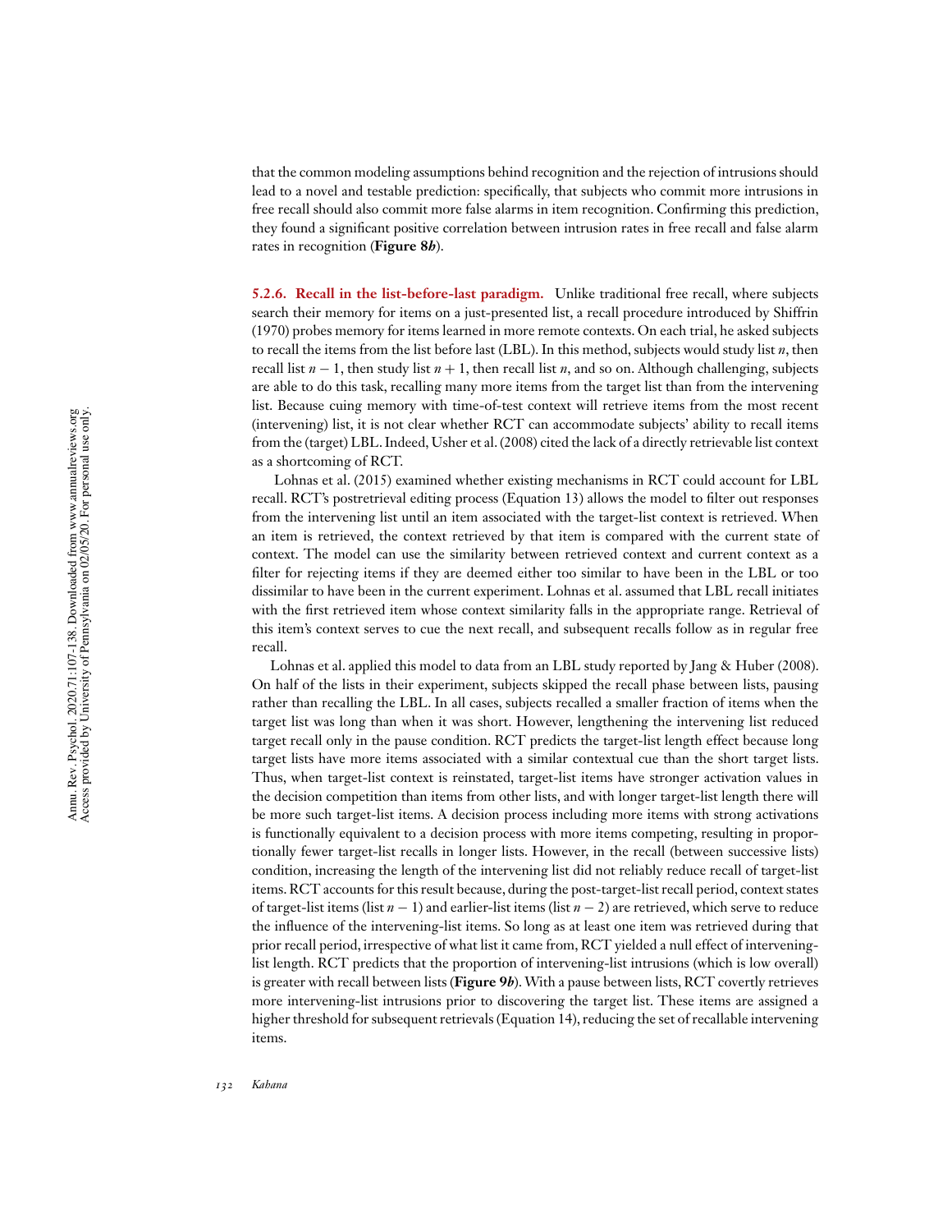that the common modeling assumptions behind recognition and the rejection of intrusions should lead to a novel and testable prediction: specifically, that subjects who commit more intrusions in free recall should also commit more false alarms in item recognition. Confirming this prediction, they found a significant positive correlation between intrusion rates in free recall and false alarm rates in recognition (**Figure 8*b***).

#### 5.2.6. Recall in the list-before-last paradigm.

Unlike traditional free recall, where subjects search their memory for items on a just-presented list, a recall procedure introduced by Shiffrin (1970) probes memory for items learned in more remote contexts. On each trial, he asked subjects to recall the items from the list before last (LBL). In this method, subjects would study list $n$, then recall list $n-1$, then study list $n+1$, then recall list $n$, and so on. Although challenging, subjects are able to do this task, recalling many more items from the target list than from the intervening list. Because cuing memory with time-of-test context will retrieve items from the most recent (intervening) list, it is not clear whether RCT can accommodate subjects' ability to recall items from the (target) LBL. Indeed, Usher et al. (2008) cited the lack of a directly retrievable list context as a shortcoming of RCT.

Lohnas et al. (2015) examined whether existing mechanisms in RCT could account for LBL recall. RCT's postretrieval editing process (Equation 13) allows the model to filter out responses from the intervening list until an item associated with the target-list context is retrieved. When an item is retrieved, the context retrieved by that item is compared with the current state of context. The model can use the similarity between retrieved context and current context as a filter for rejecting items if they are deemed either too similar to have been in the LBL or too dissimilar to have been in the current experiment. Lohnas et al. assumed that LBL recall initiates with the first retrieved item whose context similarity falls in the appropriate range. Retrieval of this item's context serves to cue the next recall, and subsequent recalls follow as in regular free recall.

Lohnas et al. applied this model to data from an LBL study reported by Jang & Huber (2008). On half of the lists in their experiment, subjects skipped the recall phase between lists, pausing rather than recalling the LBL. In all cases, subjects recalled a smaller fraction of items when the target list was long than when it was short. However, lengthening the intervening list reduced target recall only in the pause condition. RCT predicts the target-list length effect because long target lists have more items associated with a similar contextual cue than the short target lists. Thus, when target-list context is reinstated, target-list items have stronger activation values in the decision competition than items from other lists, and with longer target-list length there will be more such target-list items. A decision process including more items with strong activations is functionally equivalent to a decision process with more items competing, resulting in proportionally fewer target-list recalls in longer lists. However, in the recall (between successive lists) condition, increasing the length of the intervening list did not reliably reduce recall of target-list items. RCT accounts for this result because, during the post-target-list recall period, context states of target-list items (list $n-1$) and earlier-list items (list $n-2$) are retrieved, which serve to reduce the influence of the intervening-list items. So long as at least one item was retrieved during that prior recall period, irrespective of what list it came from, RCT yielded a null effect of intervening-list length. RCT predicts that the proportion of intervening-list intrusions (which is low overall) is greater with recall between lists (**Figure 9*b***). With a pause between lists, RCT covertly retrieves more intervening-list intrusions prior to discovering the target list. These items are assigned a higher threshold for subsequent retrievals (Equation 14), reducing the set of recallable intervening items.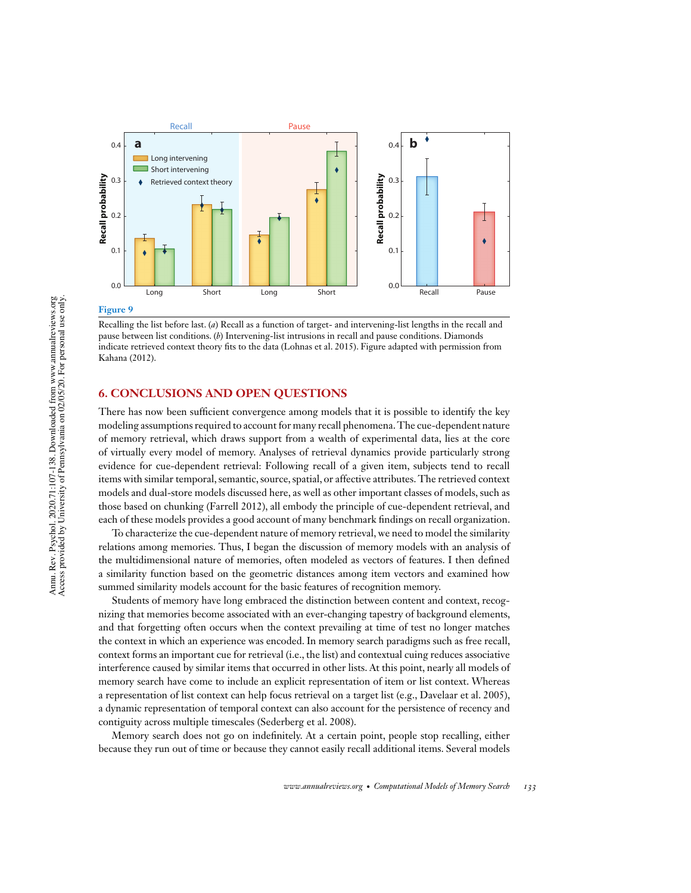Recall

Pause

a

Long intervening

Short intervening

Retrieved context theory

Recall probability

0.4
0.3
0.2
0.1
0.0

Long
Short
Long
Short

b

Recall probability

0.4
0.3
0.2
0.1
0.0

Recall
Pause

**Figure 9**

Recalling the list before last. (*a*) Recall as a function of target- and intervening-list lengths in the recall and pause between list conditions. Diamonds indicate retrieved context theory fits to the data (Lohnas et al. 2015). (*b*) Intervening-list intrusions in recall and pause conditions. Diamonds indicate retrieved context theory fits to the data (Lohnas et al. 2015). Figure adapted with permission from Kahana (2012).

## 6. CONCLUSIONS AND OPEN QUESTIONS

There has now been sufficient convergence among models that it is possible to identify the key modeling assumptions required to account for many recall phenomena. The cue-dependent nature of memory retrieval, which draws support from a wealth of experimental data, lies at the core of virtually every model of memory. Analyses of retrieval dynamics provide particularly strong evidence for cue-dependent retrieval: Following recall of a given item, subjects tend to recall items with similar temporal, semantic, source, spatial, or affective attributes. The retrieved context models and dual-store models discussed here, as well as other important classes of models, such as those based on chunking (Farrell 2012), all embody the principle of cue-dependent retrieval, and each of these models provides a good account of many benchmark findings on recall organization.

To characterize the cue-dependent nature of memory retrieval, we need to model the similarity relations among memories. Thus, I began the discussion of memory models with an analysis of the multidimensional nature of memories, often modeled as vectors of features. I then defined a similarity function based on the geometric distances among item vectors and examined how summed similarity models account for the basic features of recognition memory.

Students of memory have long embraced the distinction between content and context, recognizing that memories become associated with an ever-changing tapestry of background elements, and that forgetting often occurs when the context prevailing at time of test no longer matches the context in which an experience was encoded. In memory search paradigms such as free recall, context forms an important cue for retrieval (i.e., the list) and contextual cuing reduces associative interference caused by similar items that occurred in other lists. At this point, nearly all models of memory search have come to include an explicit representation of item or list context. Whereas a representation of list context can help focus retrieval on a target list (e.g., Davelaar et al. 2005), a dynamic representation of temporal context can also account for the persistence of recency and contiguity across multiple timescales (Sederberg et al. 2008).

Memory search does not go on indefinitely. At a certain point, people stop recalling, either because they run out of time or because they cannot easily recall additional items. Several models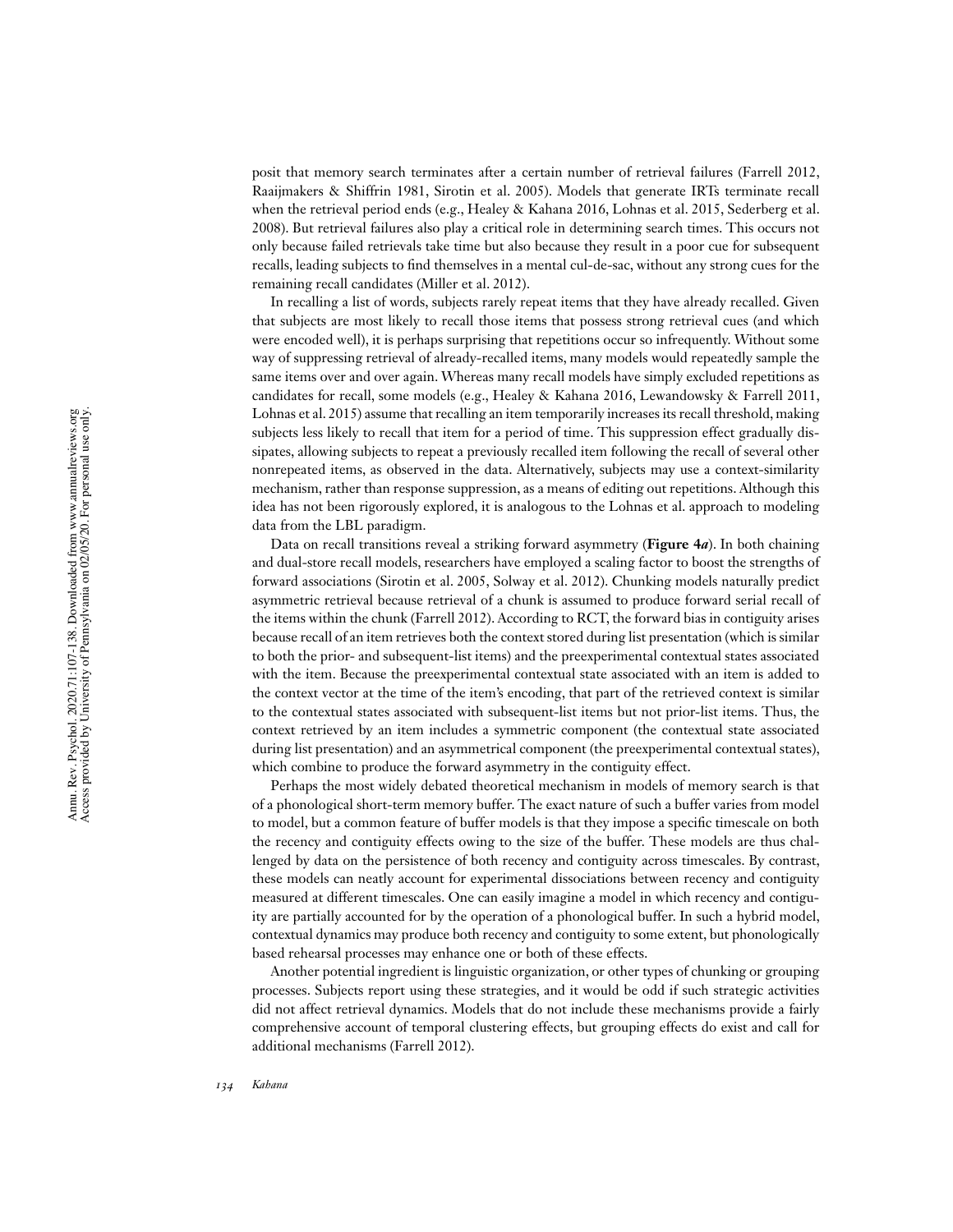posit that memory search terminates after a certain number of retrieval failures (Farrell 2012, Raaijmakers & Shiffrin 1981, Sirotin et al. 2005). Models that generate IRTs terminate recall when the retrieval period ends (e.g., Healey & Kahana 2016, Lohnas et al. 2015, Sederberg et al. 2008). But retrieval failures also play a critical role in determining search times. This occurs not only because failed retrievals take time but also because they result in a poor cue for subsequent recalls, leading subjects to find themselves in a mental cul-de-sac, without any strong cues for the remaining recall candidates (Miller et al. 2012).

In recalling a list of words, subjects rarely repeat items that they have already recalled. Given that subjects are most likely to recall those items that possess strong retrieval cues (and which were encoded well), it is perhaps surprising that repetitions occur so infrequently. Without some way of suppressing retrieval of already-recalled items, many models would repeatedly sample the same items over and over again. Whereas many recall models have simply excluded repetitions as candidates for recall, some models (e.g., Healey & Kahana 2016, Lewandowsky & Farrell 2011, Lohnas et al. 2015) assume that recalling an item temporarily increases its recall threshold, making subjects less likely to recall that item for a period of time. This suppression effect gradually dissipates, allowing subjects to repeat a previously recalled item following the recall of several other nonrepeated items, as observed in the data. Alternatively, subjects may use a context-similarity mechanism, rather than response suppression, as a means of editing out repetitions. Although this idea has not been rigorously explored, it is analogous to the Lohnas et al. approach to modeling data from the LBL paradigm.

Data on recall transitions reveal a striking forward asymmetry (**Figure 4*a***). In both chaining and dual-store recall models, researchers have employed a scaling factor to boost the strengths of forward associations (Sirotin et al. 2005, Solway et al. 2012). Chunking models naturally predict asymmetric retrieval because retrieval of a chunk is assumed to produce forward serial recall of the items within the chunk (Farrell 2012). According to RCT, the forward bias in contiguity arises because recall of an item retrieves both the context stored during list presentation (which is similar to both the prior- and subsequent-list items) and the preexperimental contextual states associated with the item. Because the preexperimental contextual state associated with an item is added to the context vector at the time of the item's encoding, that part of the retrieved context is similar to the contextual states associated with subsequent-list items but not prior-list items. Thus, the context retrieved by an item includes a symmetric component (the contextual state associated during list presentation) and an asymmetrical component (the preexperimental contextual states), which combine to produce the forward asymmetry in the contiguity effect.

Perhaps the most widely debated theoretical mechanism in models of memory search is that of a phonological short-term memory buffer. The exact nature of such a buffer varies from model to model, but a common feature of buffer models is that they impose a specific timescale on both the recency and contiguity effects owing to the size of the buffer. These models are thus challenged by data on the persistence of both recency and contiguity across timescales. By contrast, these models can neatly account for experimental dissociations between recency and contiguity measured at different timescales. One can easily imagine a model in which recency and contiguity are partially accounted for by the operation of a phonological buffer. In such a hybrid model, contextual dynamics may produce both recency and contiguity to some extent, but phonologically based rehearsal processes may enhance one or both of these effects.

Another potential ingredient is linguistic organization, or other types of chunking or grouping processes. Subjects report using these strategies, and it would be odd if such strategic activities did not affect retrieval dynamics. Models that do not include these mechanisms provide a fairly comprehensive account of temporal clustering effects, but grouping effects do exist and call for additional mechanisms (Farrell 2012).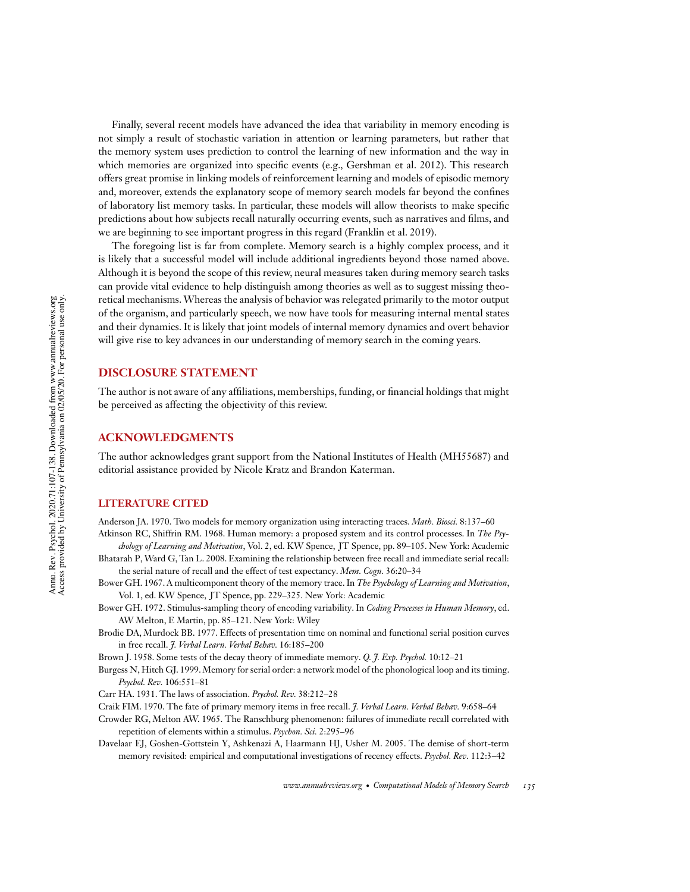Finally, several recent models have advanced the idea that variability in memory encoding is not simply a result of stochastic variation in attention or learning parameters, but rather that the memory system uses prediction to control the learning of new information and the way in which memories are organized into specific events (e.g., Gershman et al. 2012). This research offers great promise in linking models of reinforcement learning and models of episodic memory and, moreover, extends the explanatory scope of memory search models far beyond the confines of laboratory list memory tasks. In particular, these models will allow theorists to make specific predictions about how subjects recall naturally occurring events, such as narratives and films, and we are beginning to see important progress in this regard (Franklin et al. 2019).

The foregoing list is far from complete. Memory search is a highly complex process, and it is likely that a successful model will include additional ingredients beyond those named above. Although it is beyond the scope of this review, neural measures taken during memory search tasks can provide vital evidence to help distinguish among theories as well as to suggest missing theoretical mechanisms. Whereas the analysis of behavior was relegated primarily to the motor output of the organism, and particularly speech, we now have tools for measuring internal mental states and their dynamics. It is likely that joint models of internal memory dynamics and overt behavior will give rise to key advances in our understanding of memory search in the coming years.

## DISCLOSURE STATEMENT

The author is not aware of any affiliations, memberships, funding, or financial holdings that might be perceived as affecting the objectivity of this review.

## ACKNOWLEDGMENTS

The author acknowledges grant support from the National Institutes of Health (MH55687) and editorial assistance provided by Nicole Kratz and Brandon Katerman.

## LITERATURE CITED

Anderson JA. 1970. Two models for memory organization using interacting traces. *Math. Biosci.* 8:137–60

Atkinson RC, Shiffrin RM. 1968. Human memory: a proposed system and its control processes. In *The Psychology of Learning and Motivation*, Vol. 2, ed. KW Spence, JT Spence, pp. 89–105. New York: Academic

Bhatarah P, Ward G, Tan L. 2008. Examining the relationship between free recall and immediate serial recall: the serial nature of recall and the effect of test expectancy. *Mem. Cogn.* 36:20–34

Bower GH. 1967. A multicomponent theory of the memory trace. In *The Psychology of Learning and Motivation*, Vol. 1, ed. KW Spence, JT Spence, pp. 229–325. New York: Academic

Bower GH. 1972. Stimulus-sampling theory of encoding variability. In *Coding Processes in Human Memory*, ed. AW Melton, E Martin, pp. 85–121. New York: Wiley

Brodie DA, Murdock BB. 1977. Effects of presentation time on nominal and functional serial position curves in free recall. *J. Verbal Learn. Verbal Behav.* 16:185–200

Brown J. 1958. Some tests of the decay theory of immediate memory. *Q. J. Exp. Psychol.* 10:12–21

Burgess N, Hitch GJ. 1999. Memory for serial order: a network model of the phonological loop and its timing. *Psychol. Rev.* 106:551–81

Carr HA. 1931. The laws of association. *Psychol. Rev.* 38:212–28

Craik FIM. 1970. The fate of primary memory items in free recall. *J. Verbal Learn. Verbal Behav.* 9:658–64

Crowder RG, Melton AW. 1965. The Ranschburg phenomenon: failures of immediate recall correlated with repetition of elements within a stimulus. *Psychon. Sci.* 2:295–96

Davelaar EJ, Goshen-Gottstein Y, Ashkenazi A, Haarmann HJ, Usher M. 2005. The demise of short-term memory revisited: empirical and computational investigations of recency effects. *Psychol. Rev.* 112:3–42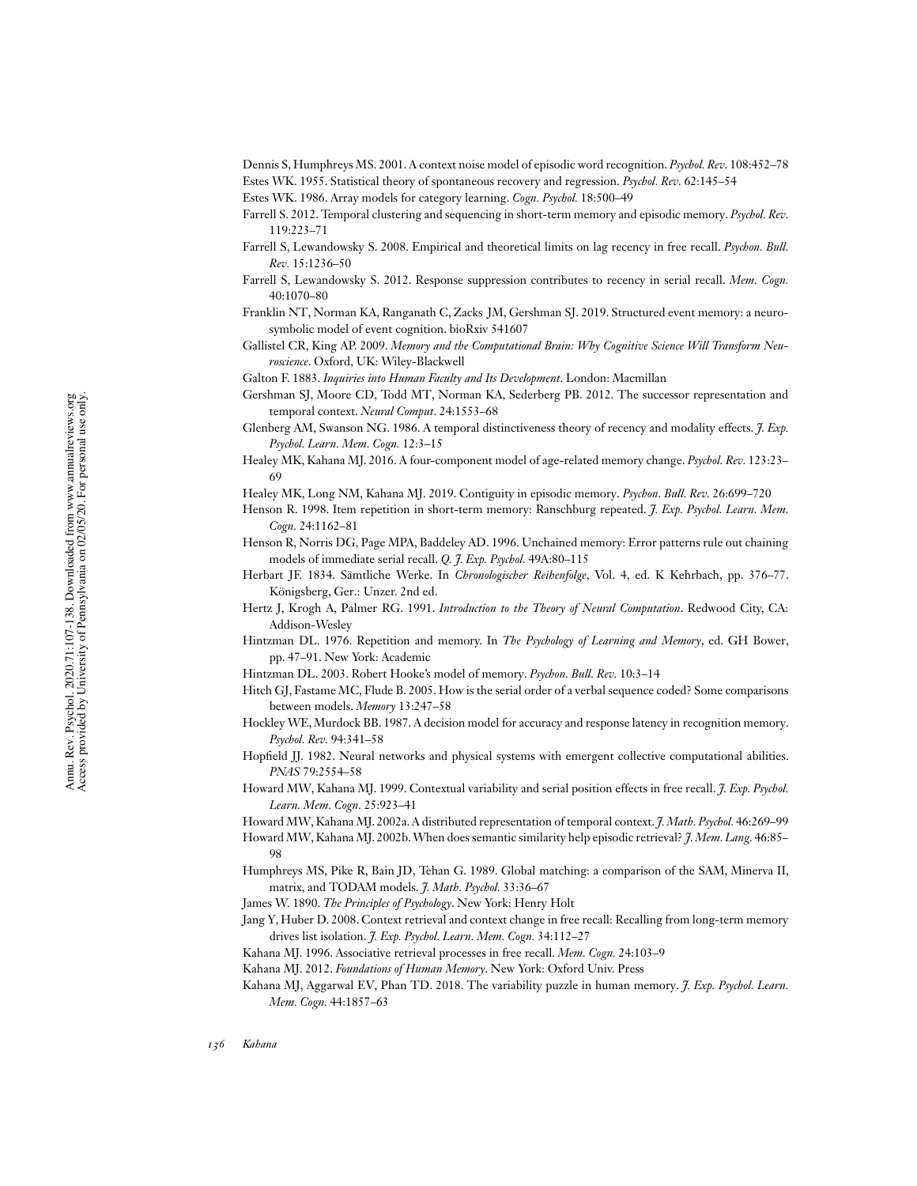Dennis S, Humphreys MS. 2001. A context noise model of episodic word recognition. *Psychol. Rev.* 108:452–78

Estes WK. 1955. Statistical theory of spontaneous recovery and regression. *Psychol. Rev.* 62:145–54

Estes WK. 1986. Array models for category learning. *Cogn. Psychol.* 18:500–49

Farrell S. 2012. Temporal clustering and sequencing in short-term memory and episodic memory. *Psychol. Rev.* 119:223–71

Farrell S, Lewandowsky S. 2008. Empirical and theoretical limits on lag recency in free recall. *Psychon. Bull. Rev.* 15:1236–50

Farrell S, Lewandowsky S. 2012. Response suppression contributes to recency in serial recall. *Mem. Cogn.* 40:1070–80

Franklin NT, Norman KA, Ranganath C, Zacks JM, Gershman SJ. 2019. Structured event memory: a neuro-symbolic model of event cognition. bioRxiv 541607

Gallistel CR, King AP. 2009. *Memory and the Computational Brain: Why Cognitive Science Will Transform Neuroscience*. Oxford, UK: Wiley-Blackwell

Galton F. 1883. *Inquiries into Human Faculty and Its Development*. London: Macmillan

Gershman SJ, Moore CD, Todd MT, Norman KA, Sederberg PB. 2012. The successor representation and temporal context. *Neural Comput*. 24:1553–68

Glenberg AM, Swanson NG. 1986. A temporal distinctiveness theory of recency and modality effects. *J. Exp. Psychol. Learn. Mem. Cogn.* 12:3–15

Healey MK, Kahana MJ. 2016. A four-component model of age-related memory change. *Psychol. Rev.* 123:23–69

Healey MK, Long NM, Kahana MJ. 2019. Contiguity in episodic memory. *Psychon. Bull. Rev.* 26:699–720

Henson R. 1998. Item repetition in short-term memory: Ranschburg repeated. *J. Exp. Psychol. Learn. Mem. Cogn.* 24:1162–81

Henson R, Norris DG, Page MPA, Baddeley AD. 1996. Unchained memory: Error patterns rule out chaining models of immediate serial recall. *Q. J. Exp. Psychol.* 49A:80–115

Herbart JF. 1834. Sämtliche Werke. In *Chronologischer Reihenfolge*, Vol. 4, ed. K Kehrbach, pp. 376–77. Königsberg, Ger.: Unzer. 2nd ed.

Hertz J, Krogh A, Palmer RG. 1991. *Introduction to the Theory of Neural Computation*. Redwood City, CA: Addison-Wesley

Hintzman DL. 1976. Repetition and memory. In *The Psychology of Learning and Memory*, ed. GH Bower, pp. 47–91. New York: Academic

Hintzman DL. 2003. Robert Hooke's model of memory. *Psychon. Bull. Rev.* 10:3–14

Hitch GJ, Fastame MC, Flude B. 2005. How is the serial order of a verbal sequence coded? Some comparisons between models. *Memory* 13:247–58

Hockley WE, Murdock BB. 1987. A decision model for accuracy and response latency in recognition memory. *Psychol. Rev.* 94:341–58

Hopfield JJ. 1982. Neural networks and physical systems with emergent collective computational abilities. *PNAS* 79:2554–58

Howard MW, Kahana MJ. 1999. Contextual variability and serial position effects in free recall. *J. Exp. Psychol. Learn. Mem. Cogn.* 25:923–41

Howard MW, Kahana MJ. 2002a. A distributed representation of temporal context. *J. Math. Psychol.* 46:269–99

Howard MW, Kahana MJ. 2002b. When does semantic similarity help episodic retrieval? *J. Mem. Lang.* 46:85–98

Humphreys MS, Pike R, Bain JD, Tehan G. 1989. Global matching: a comparison of the SAM, Minerva II, matrix, and TODAM models. *J. Math. Psychol.* 33:36–67

James W. 1890. *The Principles of Psychology*. New York: Henry Holt

Jang Y, Huber D. 2008. Context retrieval and context change in free recall: Recalling from long-term memory drives list isolation. *J. Exp. Psychol. Learn. Mem. Cogn.* 34:112–27

Kahana MJ. 1996. Associative retrieval processes in free recall. *Mem. Cogn.* 24:103–9

Kahana MJ. 2012. *Foundations of Human Memory*. New York: Oxford Univ. Press

Kahana MJ, Aggarwal EV, Phan TD. 2018. The variability puzzle in human memory. *J. Exp. Psychol. Learn. Mem. Cogn.* 44:1857–63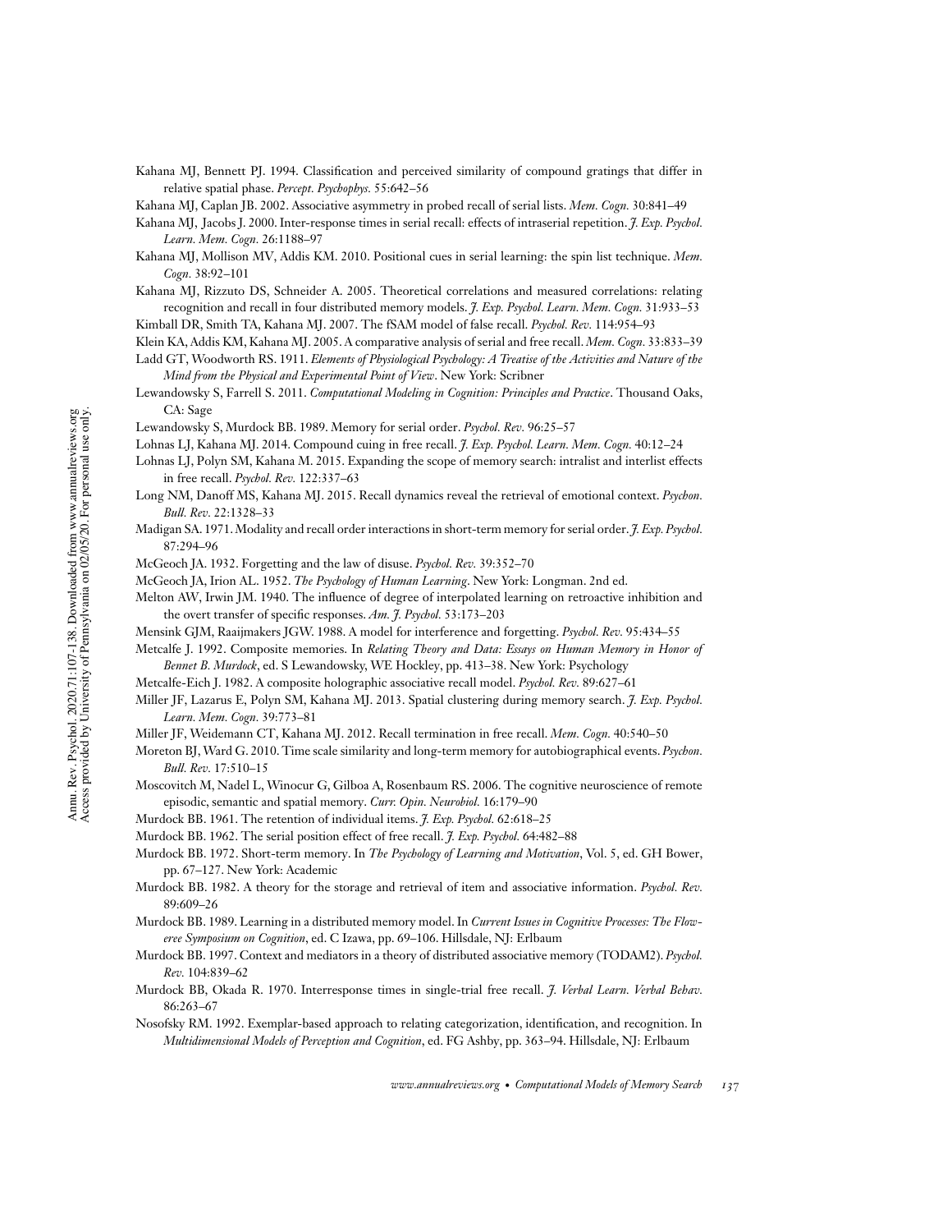Kahana MJ, Bennett PJ. 1994. Classification and perceived similarity of compound gratings that differ in relative spatial phase. *Percept. Psychophys.* 55:642–56

Kahana MJ, Caplan JB. 2002. Associative asymmetry in probed recall of serial lists. *Mem. Cogn.* 30:841–49

Kahana MJ, Jacobs J. 2000. Inter-response times in serial recall: effects of intraserial repetition. *J. Exp. Psychol. Learn. Mem. Cogn.* 26:1188–97

Kahana MJ, Mollison MV, Addis KM. 2010. Positional cues in serial learning: the spin list technique. *Mem. Cogn.* 38:92–101

Kahana MJ, Rizzuto DS, Schneider A. 2005. Theoretical correlations and measured correlations: relating recognition and recall in four distributed memory models. *J. Exp. Psychol. Learn. Mem. Cogn.* 31:933–53

Kimball DR, Smith TA, Kahana MJ. 2007. The fSAM model of false recall. *Psychol. Rev.* 114:954–93

Klein KA, Addis KM, Kahana MJ. 2005. A comparative analysis of serial and free recall. *Mem. Cogn.* 33:833–39

Ladd GT, Woodworth RS. 1911. *Elements of Physiological Psychology: A Treatise of the Activities and Nature of the Mind from the Physical and Experimental Point of View*. New York: Scribner

Lewandowsky S, Farrell S. 2011. *Computational Modeling in Cognition: Principles and Practice*. Thousand Oaks, CA: Sage

Lewandowsky S, Murdock BB. 1989. Memory for serial order. *Psychol. Rev.* 96:25–57

Lohnas LJ, Kahana MJ. 2014. Compound cuing in free recall. *J. Exp. Psychol. Learn. Mem. Cogn.* 40:12–24

Lohnas LJ, Polyn SM, Kahana M. 2015. Expanding the scope of memory search: intralist and interlist effects in free recall. *Psychol. Rev.* 122:337–63

Long NM, Danoff MS, Kahana MJ. 2015. Recall dynamics reveal the retrieval of emotional context. *Psychon. Bull. Rev.* 22:1328–33

Madigan SA. 1971. Modality and recall order interactions in short-term memory for serial order. *J. Exp. Psychol.* 87:294–96

McGeoch JA. 1932. Forgetting and the law of disuse. *Psychol. Rev.* 39:352–70

McGeoch JA, Irion AL. 1952. *The Psychology of Human Learning*. New York: Longman. 2nd ed.

Melton AW, Irwin JM. 1940. The influence of degree of interpolated learning on retroactive inhibition and the overt transfer of specific responses. *Am. J. Psychol.* 53:173–203

Mensink GJM, Raaijmakers JGW. 1988. A model for interference and forgetting. *Psychol. Rev.* 95:434–55

Metcalfe J. 1992. Composite memories. In *Relating Theory and Data: Essays on Human Memory in Honor of Bennet B. Murdock*, ed. S Lewandowsky, WE Hockley, pp. 413–38. New York: Psychology

Metcalfe-Eich J. 1982. A composite holographic associative recall model. *Psychol. Rev.* 89:627–61

Miller JF, Lazarus E, Polyn SM, Kahana MJ. 2013. Spatial clustering during memory search. *J. Exp. Psychol. Learn. Mem. Cogn.* 39:773–81

Miller JF, Weidemann CT, Kahana MJ. 2012. Recall termination in free recall. *Mem. Cogn.* 40:540–50

Moreton BJ, Ward G. 2010. Time scale similarity and long-term memory for autobiographical events. *Psychon. Bull. Rev.* 17:510–15

Moscovitch M, Nadel L, Winocur G, Gilboa A, Rosenbaum RS. 2006. The cognitive neuroscience of remote episodic, semantic and spatial memory. *Curr. Opin. Neurobiol.* 16:179–90

Murdock BB. 1961. The retention of individual items. *J. Exp. Psychol.* 62:618–25

Murdock BB. 1962. The serial position effect of free recall. *J. Exp. Psychol.* 64:482–88

Murdock BB. 1972. Short-term memory. In *The Psychology of Learning and Motivation*, Vol. 5, ed. GH Bower, pp. 67–127. New York: Academic

Murdock BB. 1982. A theory for the storage and retrieval of item and associative information. *Psychol. Rev.* 89:609–26

Murdock BB. 1989. Learning in a distributed memory model. In *Current Issues in Cognitive Processes: The Floweree Symposium on Cognition*, ed. C Izawa, pp. 69–106. Hillsdale, NJ: Erlbaum

Murdock BB. 1997. Context and mediators in a theory of distributed associative memory (TODAM2). *Psychol. Rev.* 104:839–62

Murdock BB, Okada R. 1970. Interresponse times in single-trial free recall. *J. Verbal Learn. Verbal Behav.* 86:263–67

Nosofsky RM. 1992. Exemplar-based approach to relating categorization, identification, and recognition. In *Multidimensional Models of Perception and Cognition*, ed. FG Ashby, pp. 363–94. Hillsdale, NJ: Erlbaum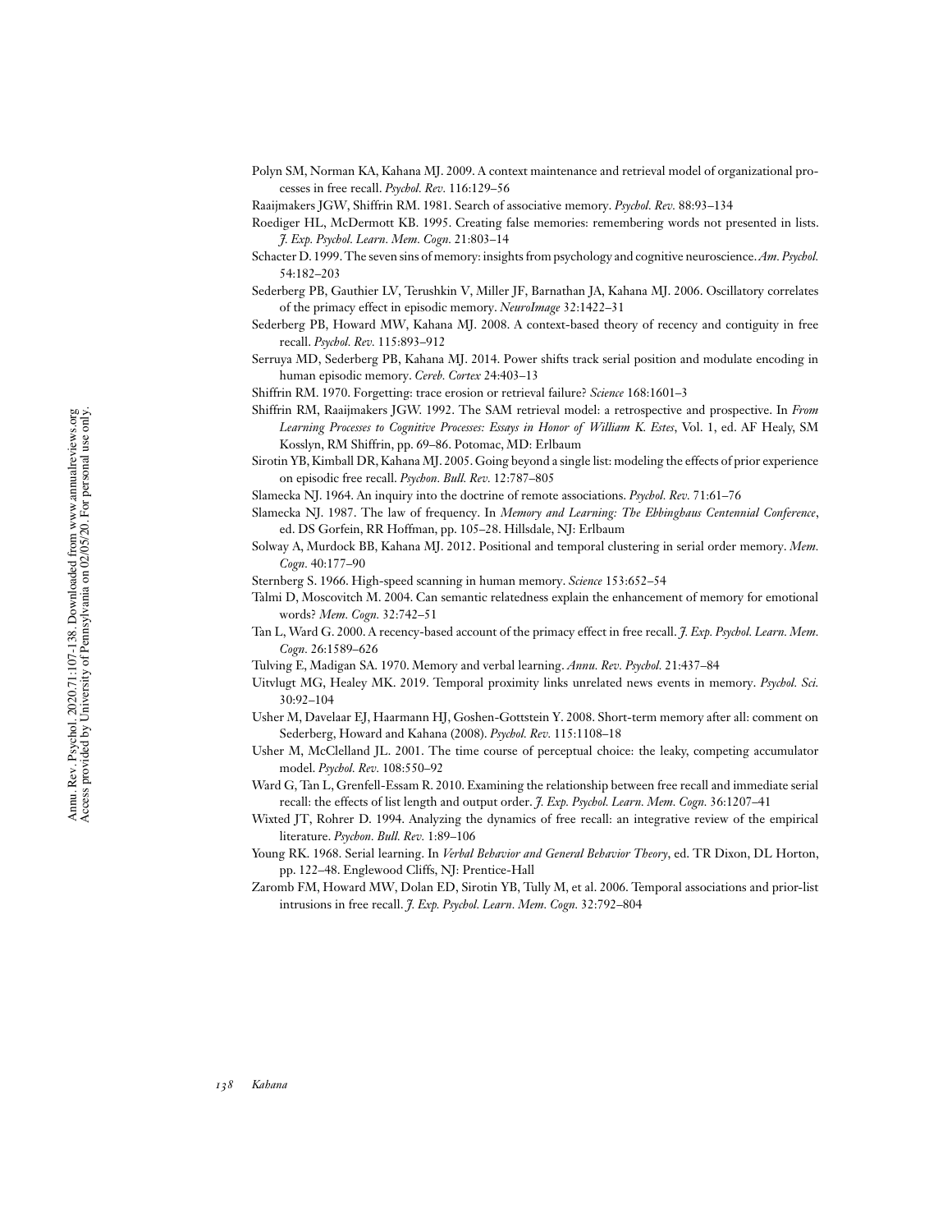Polyn SM, Norman KA, Kahana MJ. 2009. A context maintenance and retrieval model of organizational processes in free recall. *Psychol. Rev.* 116:129–56

Raaijmakers JGW, Shiffrin RM. 1981. Search of associative memory. *Psychol. Rev.* 88:93–134

Roediger HL, McDermott KB. 1995. Creating false memories: remembering words not presented in lists. *J. Exp. Psychol. Learn. Mem. Cogn.* 21:803–14

Schacter D. 1999. The seven sins of memory: insights from psychology and cognitive neuroscience. *Am. Psychol.* 54:182–203

Sederberg PB, Gauthier LV, Terushkin V, Miller JF, Barnathan JA, Kahana MJ. 2006. Oscillatory correlates of the primacy effect in episodic memory. *NeuroImage* 32:1422–31

Sederberg PB, Howard MW, Kahana MJ. 2008. A context-based theory of recency and contiguity in free recall. *Psychol. Rev.* 115:893–912

Serruya MD, Sederberg PB, Kahana MJ. 2014. Power shifts track serial position and modulate encoding in human episodic memory. *Cereb. Cortex* 24:403–13

Shiffrin RM. 1970. Forgetting: trace erosion or retrieval failure? *Science* 168:1601–3

Shiffrin RM, Raaijmakers JGW. 1992. The SAM retrieval model: a retrospective and prospective. In *From Learning Processes to Cognitive Processes: Essays in Honor of William K. Estes*, Vol. 1, ed. AF Healy, SM Kosslyn, RM Shiffrin, pp. 69–86. Potomac, MD: Erlbaum

Sirotin YB, Kimball DR, Kahana MJ. 2005. Going beyond a single list: modeling the effects of prior experience on episodic free recall. *Psychon. Bull. Rev.* 12:787–805

Slamecka NJ. 1964. An inquiry into the doctrine of remote associations. *Psychol. Rev.* 71:61–76

Slamecka NJ. 1987. The law of frequency. In *Memory and Learning: The Ebbinghaus Centennial Conference*, ed. DS Gorfein, RR Hoffman, pp. 105–28. Hillsdale, NJ: Erlbaum

Solway A, Murdock BB, Kahana MJ. 2012. Positional and temporal clustering in serial order memory. *Mem. Cogn.* 40:177–90

Sternberg S. 1966. High-speed scanning in human memory. *Science* 153:652–54

Talmi D, Moscovitch M. 2004. Can semantic relatedness explain the enhancement of memory for emotional words? *Mem. Cogn.* 32:742–51

Tan L, Ward G. 2000. A recency-based account of the primacy effect in free recall. *J. Exp. Psychol. Learn. Mem. Cogn.* 26:1589–626

Tulving E, Madigan SA. 1970. Memory and verbal learning. *Annu. Rev. Psychol.* 21:437–84

Uitvlugt MG, Healey MK. 2019. Temporal proximity links unrelated news events in memory. *Psychol. Sci.* 30:92–104

Usher M, Davelaar EJ, Haarmann HJ, Goshen-Gottstein Y. 2008. Short-term memory after all: comment on Sederberg, Howard and Kahana (2008). *Psychol. Rev.* 115:1108–18

Usher M, McClelland JL. 2001. The time course of perceptual choice: the leaky, competing accumulator model. *Psychol. Rev.* 108:550–92

Ward G, Tan L, Grenfell-Essam R. 2010. Examining the relationship between free recall and immediate serial recall: the effects of list length and output order. *J. Exp. Psychol. Learn. Mem. Cogn.* 36:1207–41

Wixted JT, Rohrer D. 1994. Analyzing the dynamics of free recall: an integrative review of the empirical literature. *Psychon. Bull. Rev.* 1:89–106

Young RK. 1968. Serial learning. In *Verbal Behavior and General Behavior Theory*, ed. TR Dixon, DL Horton, pp. 122–48. Englewood Cliffs, NJ: Prentice-Hall

Zaromb FM, Howard MW, Dolan ED, Sirotin YB, Tully M, et al. 2006. Temporal associations and prior-list intrusions in free recall. *J. Exp. Psychol. Learn. Mem. Cogn.* 32:792–804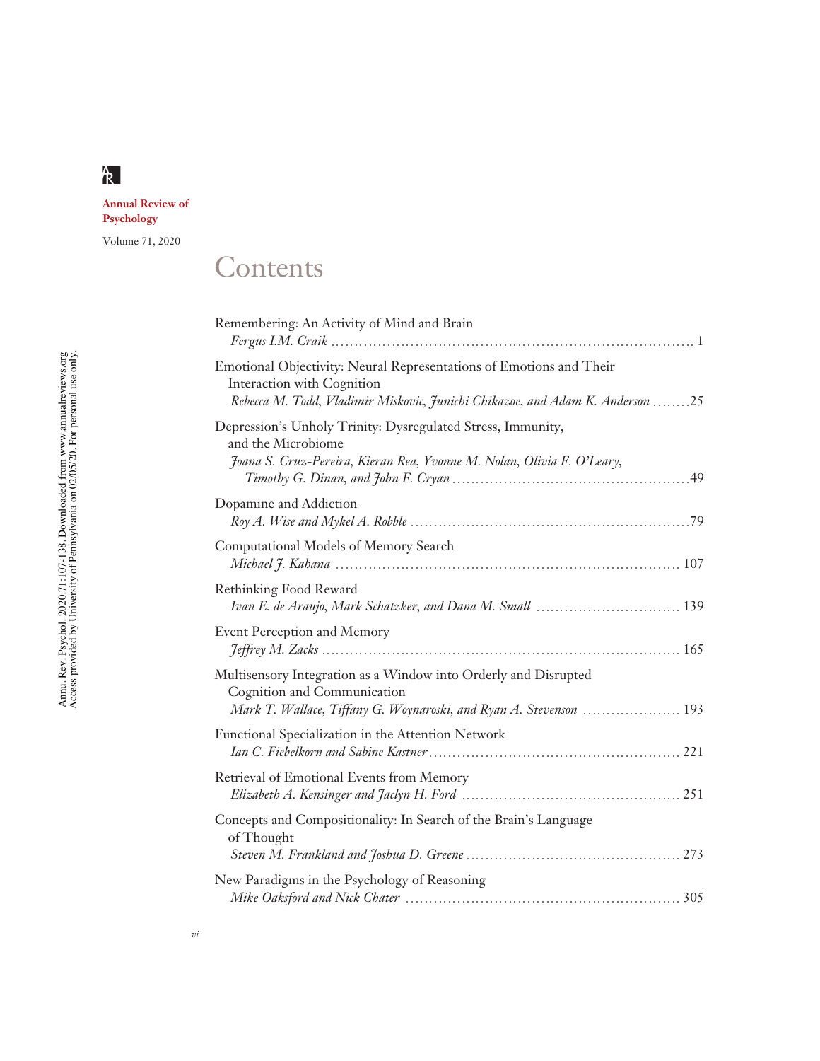**Annual Review of Psychology**

Volume 71, 2020

# Contents

Remembering: An Activity of Mind and Brain
*Fergus I.M. Craik* .......... 1

Emotional Objectivity: Neural Representations of Emotions and Their Interaction with Cognition
*Rebecca M. Todd, Vladimir Miskovic, Junichi Chikazoe, and Adam K. Anderson* .......... 25

Depression's Unholy Trinity: Dysregulated Stress, Immunity, and the Microbiome
*Joana S. Cruz-Pereira, Kieran Rea, Yvonne M. Nolan, Olivia F. O'Leary, Timothy G. Dinan, and John F. Cryan* .......... 49

Dopamine and Addiction
*Roy A. Wise and Mykel A. Robble* .......... 79

Computational Models of Memory Search
*Michael J. Kahana* .......... 107

Rethinking Food Reward
*Ivan E. de Araujo, Mark Schatzker, and Dana M. Small* .......... 139

Event Perception and Memory
*Jeffrey M. Zacks* .......... 165

Multisensory Integration as a Window into Orderly and Disrupted Cognition and Communication
*Mark T. Wallace, Tiffany G. Woynaroski, and Ryan A. Stevenson* .......... 193

Functional Specialization in the Attention Network
*Ian C. Fiebelkorn and Sabine Kastner* .......... 221

Retrieval of Emotional Events from Memory
*Elizabeth A. Kensinger and Jaclyn H. Ford* .......... 251

Concepts and Compositionality: In Search of the Brain's Language of Thought
*Steven M. Frankland and Joshua D. Greene* .......... 273

New Paradigms in the Psychology of Reasoning
*Mike Oaksford and Nick Chater* .......... 305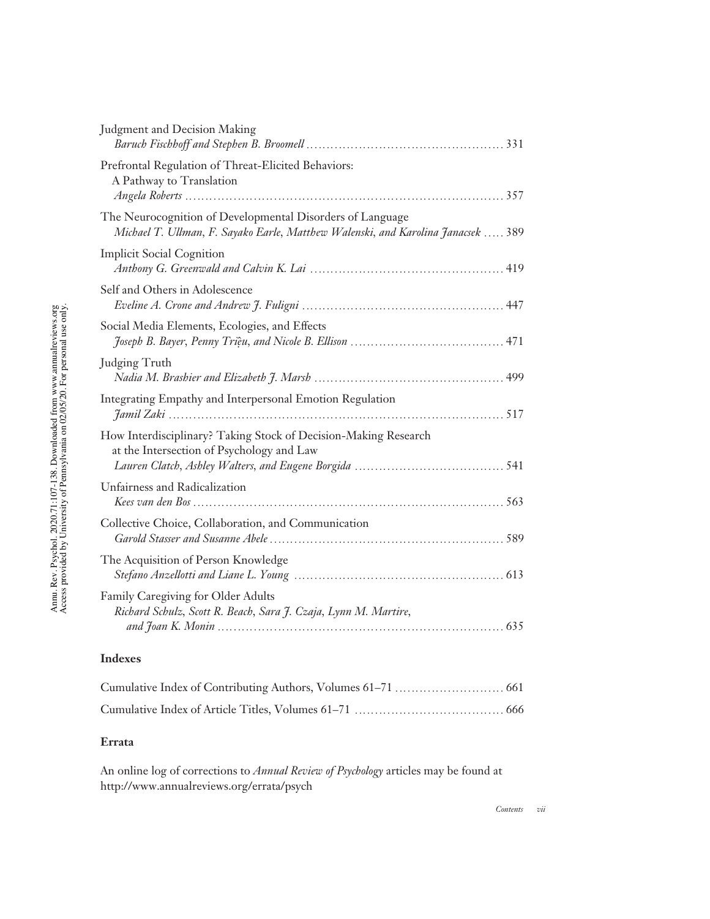Judgment and Decision Making
*Baruch Fischhoff and Stephen B. Broomell* .......... 331

Prefrontal Regulation of Threat-Elicited Behaviors: A Pathway to Translation
*Angela Roberts* .......... 357

The Neurocognition of Developmental Disorders of Language
*Michael T. Ullman, F. Sayako Earle, Matthew Walenski, and Karolina Janacsek* .......... 389

Implicit Social Cognition
*Anthony G. Greenwald and Calvin K. Lai* .......... 419

Self and Others in Adolescence
*Eveline A. Crone and Andrew J. Fuligni* .......... 447

Social Media Elements, Ecologies, and Effects
*Joseph B. Bayer, Penny Triệu, and Nicole B. Ellison* .......... 471

Judging Truth
*Nadia M. Brashier and Elizabeth J. Marsh* .......... 499

Integrating Empathy and Interpersonal Emotion Regulation
*Jamil Zaki* .......... 517

How Interdisciplinary? Taking Stock of Decision-Making Research at the Intersection of Psychology and Law
*Lauren Clatch, Ashley Walters, and Eugene Borgida* .......... 541

Unfairness and Radicalization
*Kees van den Bos* .......... 563

Collective Choice, Collaboration, and Communication
*Garold Stasser and Susanne Abele* .......... 589

The Acquisition of Person Knowledge
*Stefano Anzellotti and Liane L. Young* .......... 613

Family Caregiving for Older Adults
*Richard Schulz, Scott R. Beach, Sara J. Czaja, Lynn M. Martire, and Joan K. Monin* .......... 635

## Indexes

Cumulative Index of Contributing Authors, Volumes 61–71 .......... 661

Cumulative Index of Article Titles, Volumes 61–71 .......... 666

## Errata

An online log of corrections to *Annual Review of Psychology* articles may be found at http://www.annualreviews.org/errata/psych